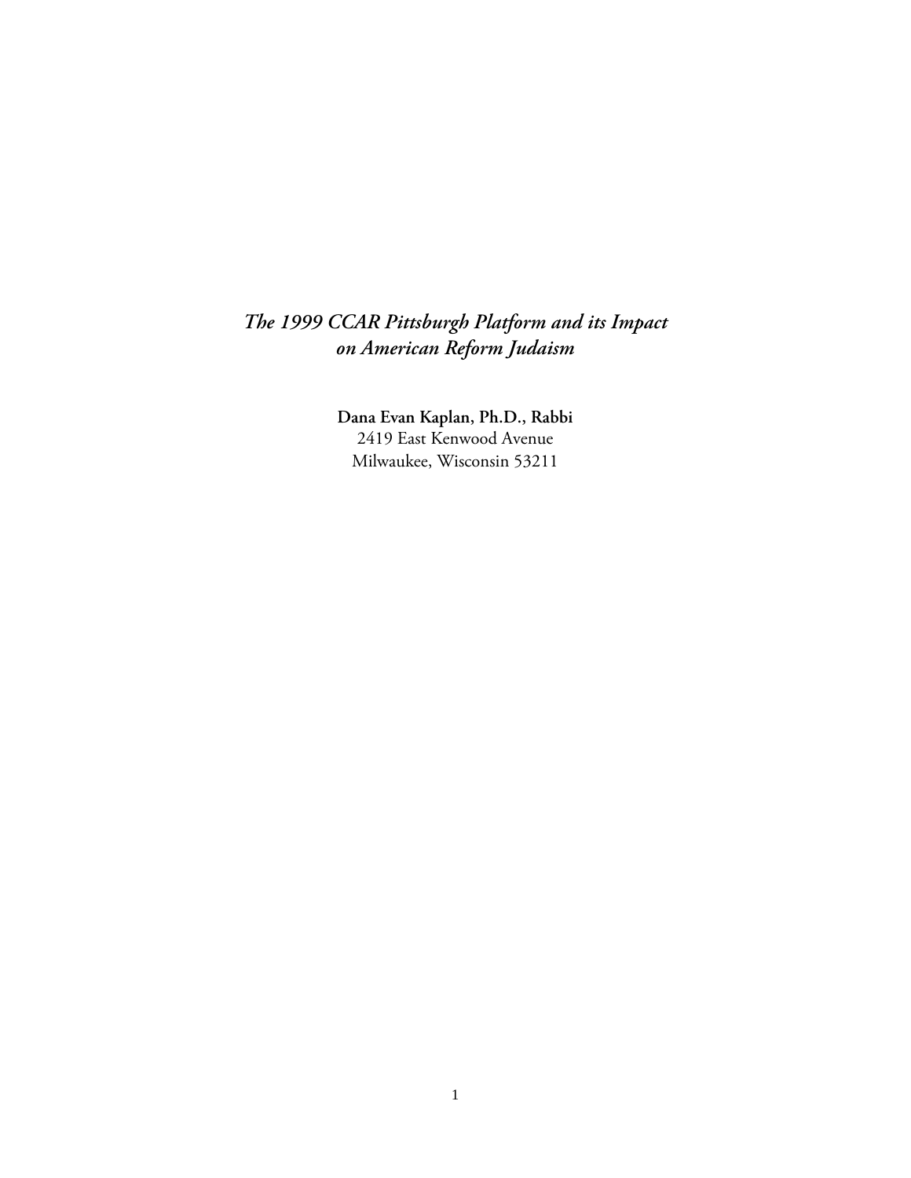# *The 1999 CCAR Pittsburgh Platform and its Impact on American Reform Judaism*

**Dana Evan Kaplan, Ph.D., Rabbi**
2419 East Kenwood Avenue
Milwaukee, Wisconsin 53211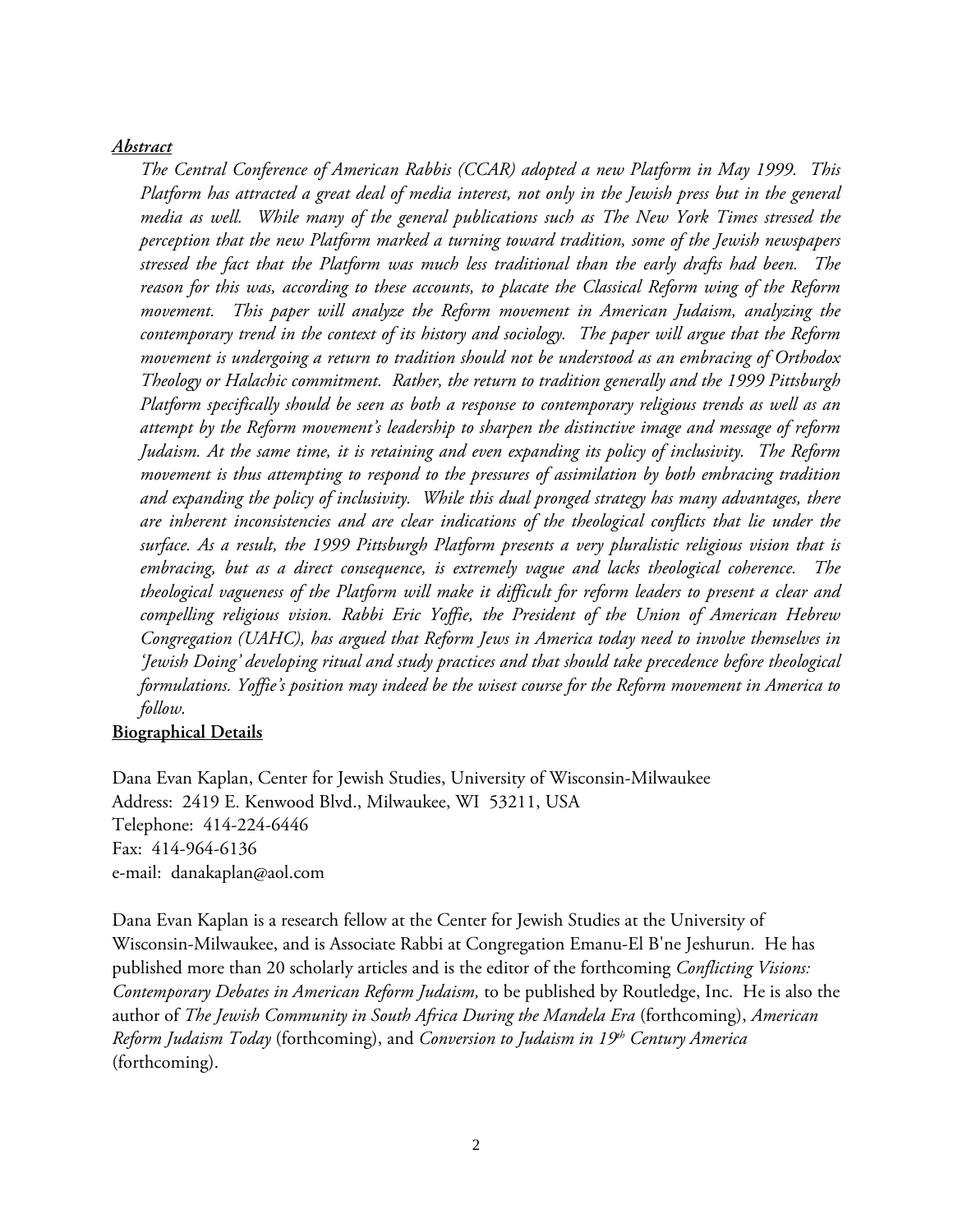***Abstract***

*The Central Conference of American Rabbis (CCAR) adopted a new Platform in May 1999. This Platform has attracted a great deal of media interest, not only in the Jewish press but in the general media as well. While many of the general publications such as The New York Times stressed the perception that the new Platform marked a turning toward tradition, some of the Jewish newspapers stressed the fact that the Platform was much less traditional than the early drafts had been. The reason for this was, according to these accounts, to placate the Classical Reform wing of the Reform movement. This paper will analyze the Reform movement in American Judaism, analyzing the contemporary trend in the context of its history and sociology. The paper will argue that the Reform movement is undergoing a return to tradition should not be understood as an embracing of Orthodox Theology or Halachic commitment. Rather, the return to tradition generally and the 1999 Pittsburgh Platform specifically should be seen as both a response to contemporary religious trends as well as an attempt by the Reform movement's leadership to sharpen the distinctive image and message of reform Judaism. At the same time, it is retaining and even expanding its policy of inclusivity. The Reform movement is thus attempting to respond to the pressures of assimilation by both embracing tradition and expanding the policy of inclusivity. While this dual pronged strategy has many advantages, there are inherent inconsistencies and are clear indications of the theological conflicts that lie under the surface. As a result, the 1999 Pittsburgh Platform presents a very pluralistic religious vision that is embracing, but as a direct consequence, is extremely vague and lacks theological coherence. The theological vagueness of the Platform will make it difficult for reform leaders to present a clear and compelling religious vision. Rabbi Eric Yoffie, the President of the Union of American Hebrew Congregation (UAHC), has argued that Reform Jews in America today need to involve themselves in 'Jewish Doing' developing ritual and study practices and that should take precedence before theological formulations. Yoffie's position may indeed be the wisest course for the Reform movement in America to follow.*

**Biographical Details**

Dana Evan Kaplan, Center for Jewish Studies, University of Wisconsin-Milwaukee
Address: 2419 E. Kenwood Blvd., Milwaukee, WI 53211, USA
Telephone: 414-224-6446
Fax: 414-964-6136
e-mail: danakaplan@aol.com

Dana Evan Kaplan is a research fellow at the Center for Jewish Studies at the University of Wisconsin-Milwaukee, and is Associate Rabbi at Congregation Emanu-El B'ne Jeshurun. He has published more than 20 scholarly articles and is the editor of the forthcoming *Conflicting Visions: Contemporary Debates in American Reform Judaism,* to be published by Routledge, Inc. He is also the author of *The Jewish Community in South Africa During the Mandela Era* (forthcoming), *American Reform Judaism Today* (forthcoming), and *Conversion to Judaism in 19th Century America* (forthcoming).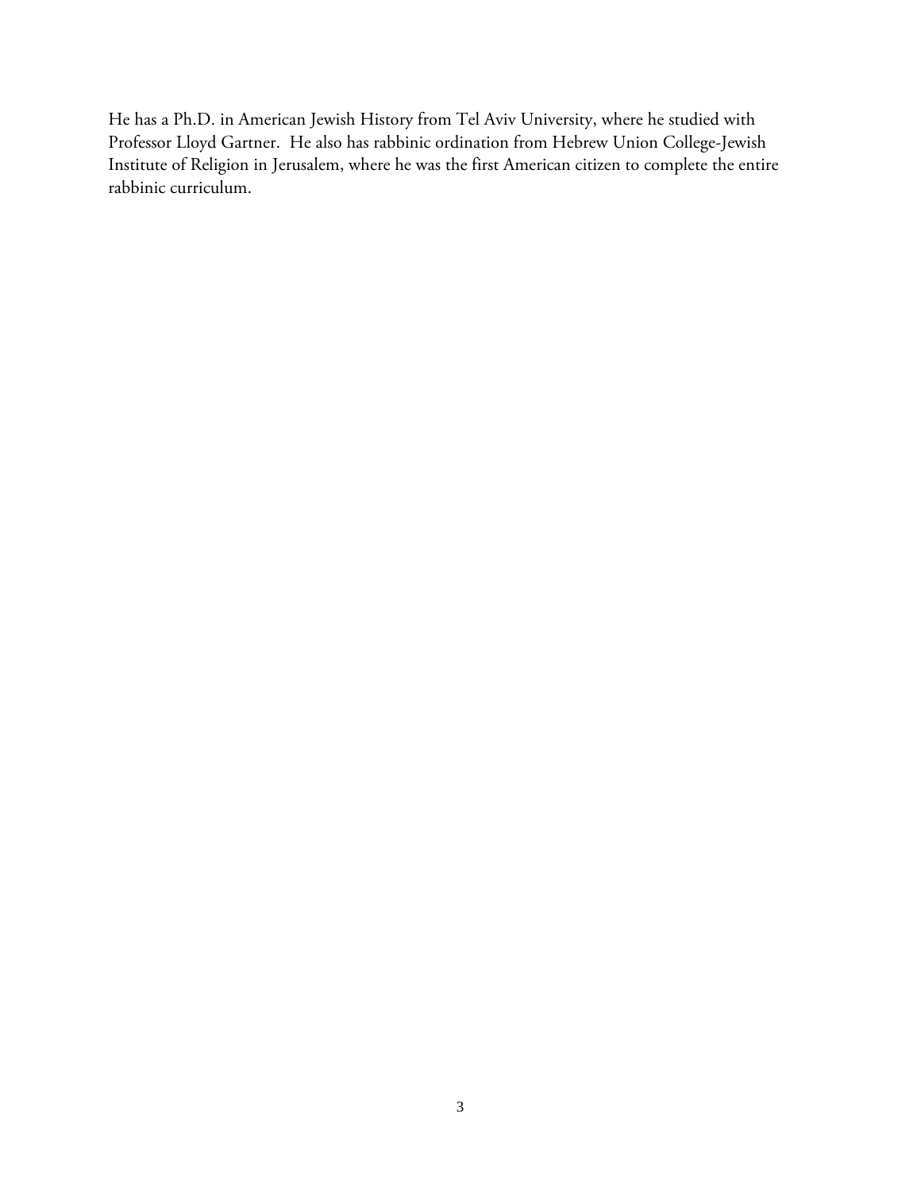He has a Ph.D. in American Jewish History from Tel Aviv University, where he studied with Professor Lloyd Gartner. He also has rabbinic ordination from Hebrew Union College-Jewish Institute of Religion in Jerusalem, where he was the first American citizen to complete the entire rabbinic curriculum.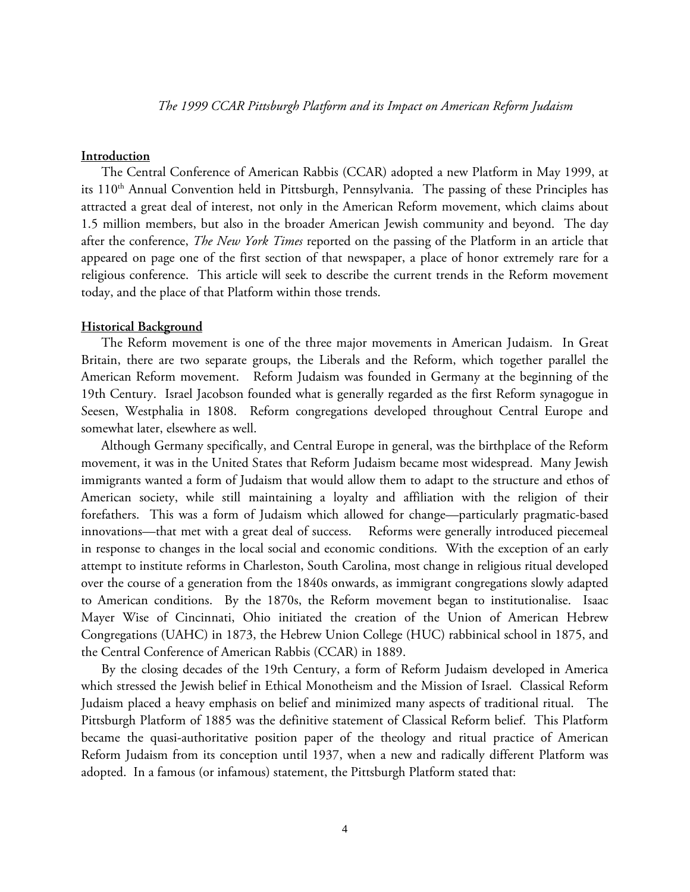*The 1999 CCAR Pittsburgh Platform and its Impact on American Reform Judaism*

## Introduction

The Central Conference of American Rabbis (CCAR) adopted a new Platform in May 1999, at its 110th Annual Convention held in Pittsburgh, Pennsylvania. The passing of these Principles has attracted a great deal of interest, not only in the American Reform movement, which claims about 1.5 million members, but also in the broader American Jewish community and beyond. The day after the conference, *The New York Times* reported on the passing of the Platform in an article that appeared on page one of the first section of that newspaper, a place of honor extremely rare for a religious conference. This article will seek to describe the current trends in the Reform movement today, and the place of that Platform within those trends.

## Historical Background

The Reform movement is one of the three major movements in American Judaism. In Great Britain, there are two separate groups, the Liberals and the Reform, which together parallel the American Reform movement. Reform Judaism was founded in Germany at the beginning of the 19th Century. Israel Jacobson founded what is generally regarded as the first Reform synagogue in Seesen, Westphalia in 1808. Reform congregations developed throughout Central Europe and somewhat later, elsewhere as well.

Although Germany specifically, and Central Europe in general, was the birthplace of the Reform movement, it was in the United States that Reform Judaism became most widespread. Many Jewish immigrants wanted a form of Judaism that would allow them to adapt to the structure and ethos of American society, while still maintaining a loyalty and affiliation with the religion of their forefathers. This was a form of Judaism which allowed for change—particularly pragmatic-based innovations—that met with a great deal of success. Reforms were generally introduced piecemeal in response to changes in the local social and economic conditions. With the exception of an early attempt to institute reforms in Charleston, South Carolina, most change in religious ritual developed over the course of a generation from the 1840s onwards, as immigrant congregations slowly adapted to American conditions. By the 1870s, the Reform movement began to institutionalise. Isaac Mayer Wise of Cincinnati, Ohio initiated the creation of the Union of American Hebrew Congregations (UAHC) in 1873, the Hebrew Union College (HUC) rabbinical school in 1875, and the Central Conference of American Rabbis (CCAR) in 1889.

By the closing decades of the 19th Century, a form of Reform Judaism developed in America which stressed the Jewish belief in Ethical Monotheism and the Mission of Israel. Classical Reform Judaism placed a heavy emphasis on belief and minimized many aspects of traditional ritual. The Pittsburgh Platform of 1885 was the definitive statement of Classical Reform belief. This Platform became the quasi-authoritative position paper of the theology and ritual practice of American Reform Judaism from its conception until 1937, when a new and radically different Platform was adopted. In a famous (or infamous) statement, the Pittsburgh Platform stated that: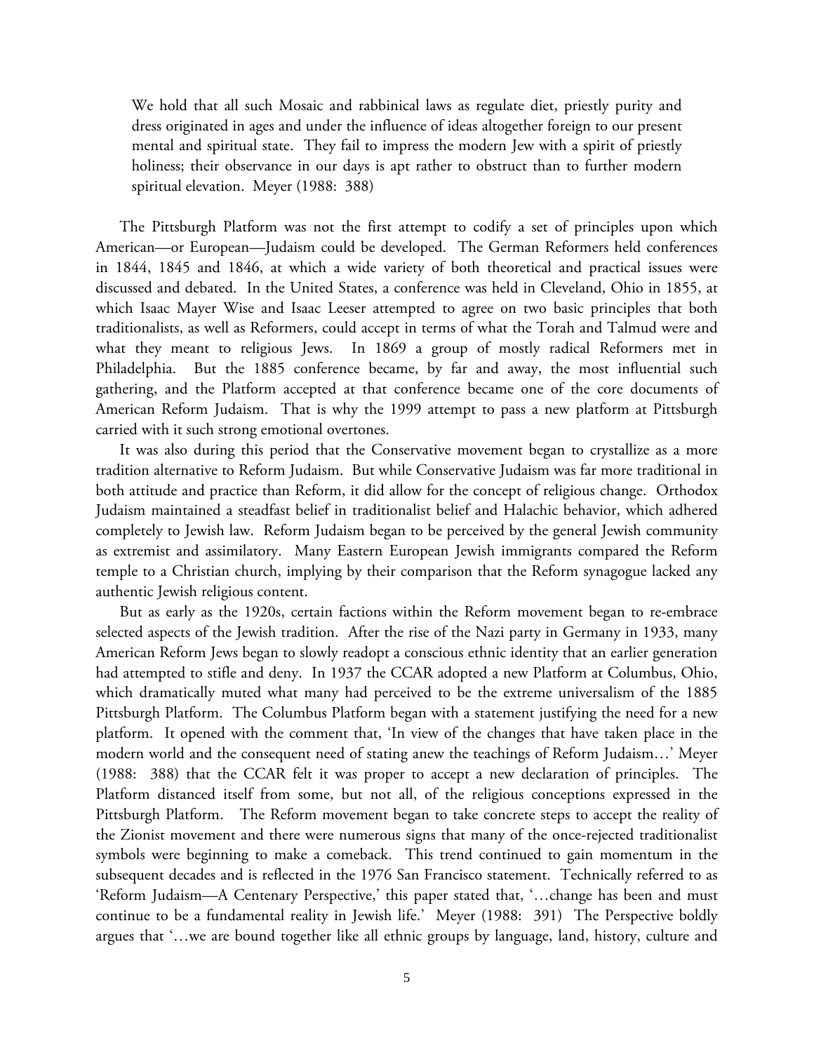> We hold that all such Mosaic and rabbinical laws as regulate diet, priestly purity and dress originated in ages and under the influence of ideas altogether foreign to our present mental and spiritual state. They fail to impress the modern Jew with a spirit of priestly holiness; their observance in our days is apt rather to obstruct than to further modern spiritual elevation. Meyer (1988: 388)

The Pittsburgh Platform was not the first attempt to codify a set of principles upon which American—or European—Judaism could be developed. The German Reformers held conferences in 1844, 1845 and 1846, at which a wide variety of both theoretical and practical issues were discussed and debated. In the United States, a conference was held in Cleveland, Ohio in 1855, at which Isaac Mayer Wise and Isaac Leeser attempted to agree on two basic principles that both traditionalists, as well as Reformers, could accept in terms of what the Torah and Talmud were and what they meant to religious Jews. In 1869 a group of mostly radical Reformers met in Philadelphia. But the 1885 conference became, by far and away, the most influential such gathering, and the Platform accepted at that conference became one of the core documents of American Reform Judaism. That is why the 1999 attempt to pass a new platform at Pittsburgh carried with it such strong emotional overtones.

It was also during this period that the Conservative movement began to crystallize as a more tradition alternative to Reform Judaism. But while Conservative Judaism was far more traditional in both attitude and practice than Reform, it did allow for the concept of religious change. Orthodox Judaism maintained a steadfast belief in traditionalist belief and Halachic behavior, which adhered completely to Jewish law. Reform Judaism began to be perceived by the general Jewish community as extremist and assimilatory. Many Eastern European Jewish immigrants compared the Reform temple to a Christian church, implying by their comparison that the Reform synagogue lacked any authentic Jewish religious content.

But as early as the 1920s, certain factions within the Reform movement began to re-embrace selected aspects of the Jewish tradition. After the rise of the Nazi party in Germany in 1933, many American Reform Jews began to slowly readopt a conscious ethnic identity that an earlier generation had attempted to stifle and deny. In 1937 the CCAR adopted a new Platform at Columbus, Ohio, which dramatically muted what many had perceived to be the extreme universalism of the 1885 Pittsburgh Platform. The Columbus Platform began with a statement justifying the need for a new platform. It opened with the comment that, 'In view of the changes that have taken place in the modern world and the consequent need of stating anew the teachings of Reform Judaism…' Meyer (1988: 388) that the CCAR felt it was proper to accept a new declaration of principles. The Platform distanced itself from some, but not all, of the religious conceptions expressed in the Pittsburgh Platform. The Reform movement began to take concrete steps to accept the reality of the Zionist movement and there were numerous signs that many of the once-rejected traditionalist symbols were beginning to make a comeback. This trend continued to gain momentum in the subsequent decades and is reflected in the 1976 San Francisco statement. Technically referred to as 'Reform Judaism—A Centenary Perspective,' this paper stated that, '…change has been and must continue to be a fundamental reality in Jewish life.' Meyer (1988: 391) The Perspective boldly argues that '…we are bound together like all ethnic groups by language, land, history, culture and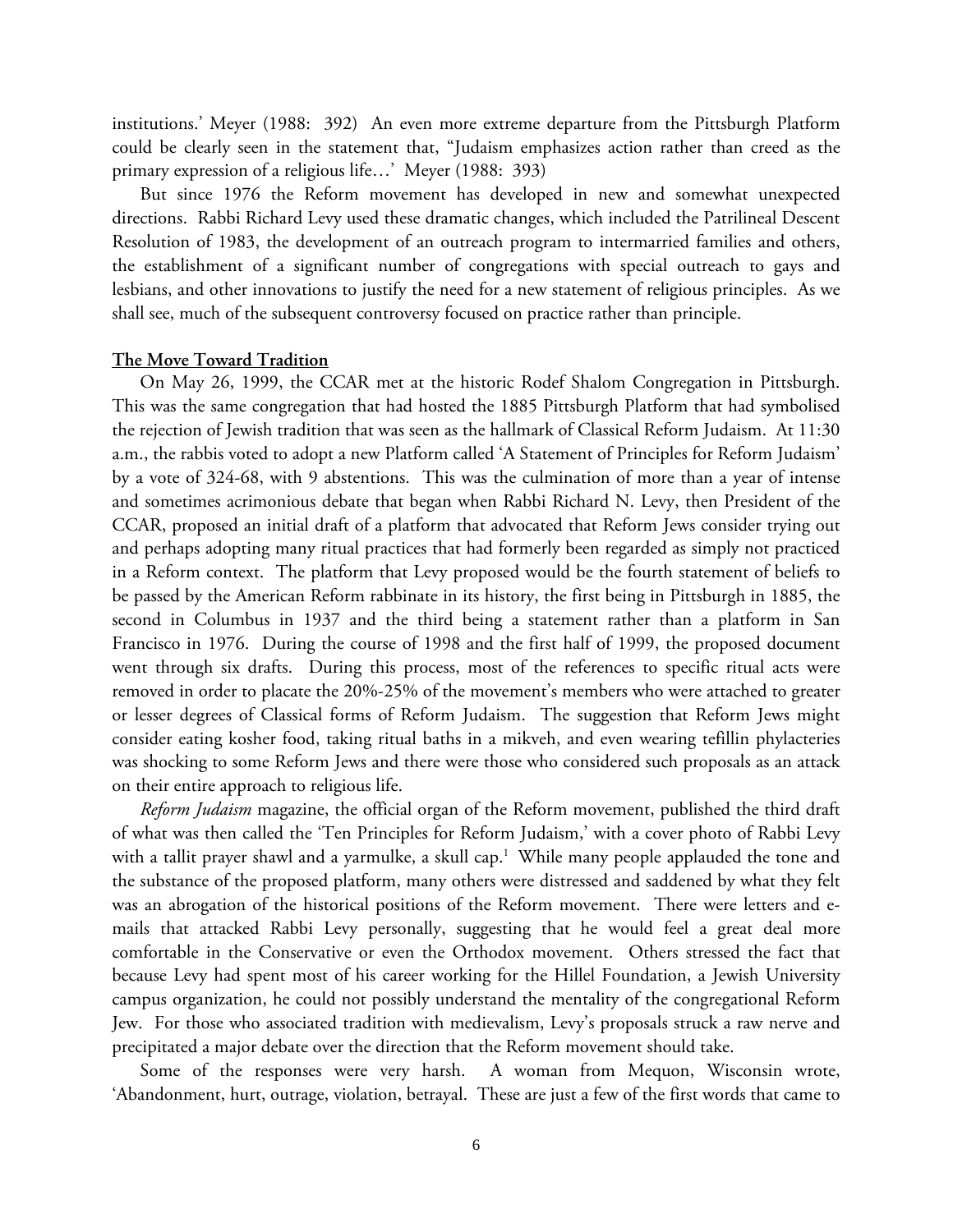institutions.' Meyer (1988: 392) An even more extreme departure from the Pittsburgh Platform could be clearly seen in the statement that, "Judaism emphasizes action rather than creed as the primary expression of a religious life…' Meyer (1988: 393)

But since 1976 the Reform movement has developed in new and somewhat unexpected directions. Rabbi Richard Levy used these dramatic changes, which included the Patrilineal Descent Resolution of 1983, the development of an outreach program to intermarried families and others, the establishment of a significant number of congregations with special outreach to gays and lesbians, and other innovations to justify the need for a new statement of religious principles. As we shall see, much of the subsequent controversy focused on practice rather than principle.

**The Move Toward Tradition**

On May 26, 1999, the CCAR met at the historic Rodef Shalom Congregation in Pittsburgh. This was the same congregation that had hosted the 1885 Pittsburgh Platform that had symbolised the rejection of Jewish tradition that was seen as the hallmark of Classical Reform Judaism. At 11:30 a.m., the rabbis voted to adopt a new Platform called 'A Statement of Principles for Reform Judaism' by a vote of 324-68, with 9 abstentions. This was the culmination of more than a year of intense and sometimes acrimonious debate that began when Rabbi Richard N. Levy, then President of the CCAR, proposed an initial draft of a platform that advocated that Reform Jews consider trying out and perhaps adopting many ritual practices that had formerly been regarded as simply not practiced in a Reform context. The platform that Levy proposed would be the fourth statement of beliefs to be passed by the American Reform rabbinate in its history, the first being in Pittsburgh in 1885, the second in Columbus in 1937 and the third being a statement rather than a platform in San Francisco in 1976. During the course of 1998 and the first half of 1999, the proposed document went through six drafts. During this process, most of the references to specific ritual acts were removed in order to placate the 20%-25% of the movement's members who were attached to greater or lesser degrees of Classical forms of Reform Judaism. The suggestion that Reform Jews might consider eating kosher food, taking ritual baths in a mikveh, and even wearing tefillin phylacteries was shocking to some Reform Jews and there were those who considered such proposals as an attack on their entire approach to religious life.

*Reform Judaism* magazine, the official organ of the Reform movement, published the third draft of what was then called the 'Ten Principles for Reform Judaism,' with a cover photo of Rabbi Levy with a tallit prayer shawl and a yarmulke, a skull cap.[1] While many people applauded the tone and the substance of the proposed platform, many others were distressed and saddened by what they felt was an abrogation of the historical positions of the Reform movement. There were letters and e-mails that attacked Rabbi Levy personally, suggesting that he would feel a great deal more comfortable in the Conservative or even the Orthodox movement. Others stressed the fact that because Levy had spent most of his career working for the Hillel Foundation, a Jewish University campus organization, he could not possibly understand the mentality of the congregational Reform Jew. For those who associated tradition with medievalism, Levy's proposals struck a raw nerve and precipitated a major debate over the direction that the Reform movement should take.

Some of the responses were very harsh. A woman from Mequon, Wisconsin wrote, 'Abandonment, hurt, outrage, violation, betrayal. These are just a few of the first words that came to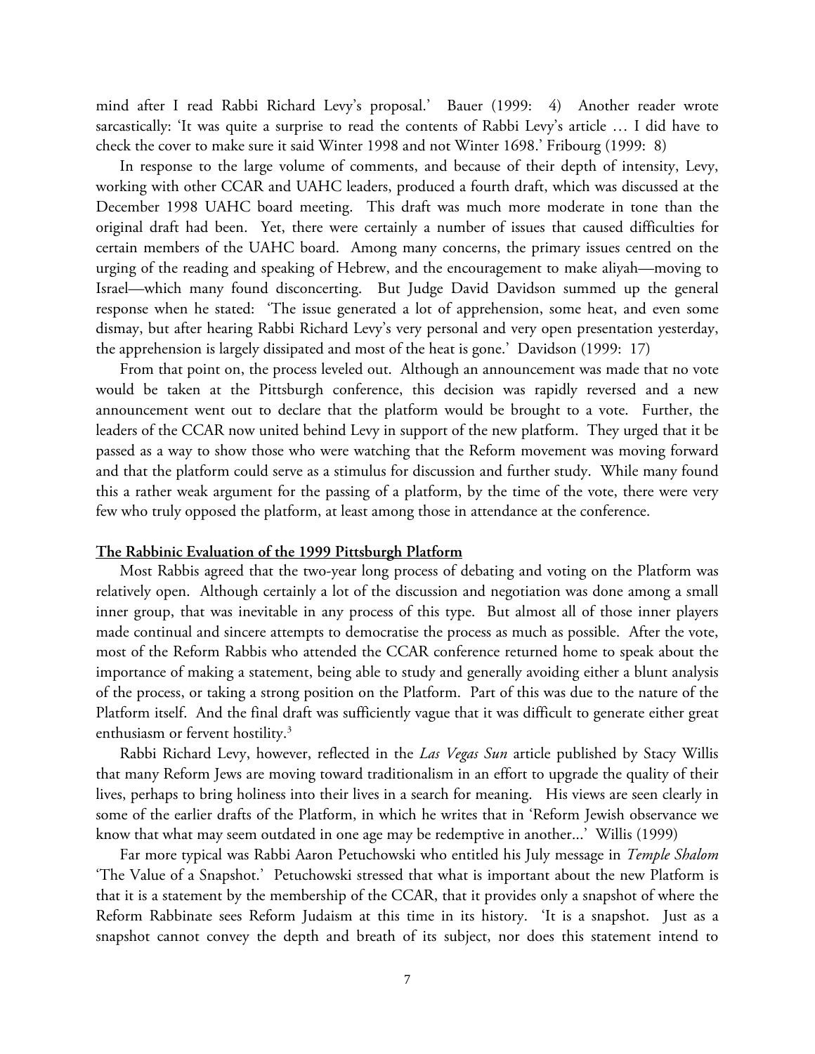mind after I read Rabbi Richard Levy's proposal.' Bauer (1999: 4) Another reader wrote sarcastically: 'It was quite a surprise to read the contents of Rabbi Levy's article … I did have to check the cover to make sure it said Winter 1998 and not Winter 1698.' Fribourg (1999: 8)

In response to the large volume of comments, and because of their depth of intensity, Levy, working with other CCAR and UAHC leaders, produced a fourth draft, which was discussed at the December 1998 UAHC board meeting. This draft was much more moderate in tone than the original draft had been. Yet, there were certainly a number of issues that caused difficulties for certain members of the UAHC board. Among many concerns, the primary issues centred on the urging of the reading and speaking of Hebrew, and the encouragement to make aliyah—moving to Israel—which many found disconcerting. But Judge David Davidson summed up the general response when he stated: 'The issue generated a lot of apprehension, some heat, and even some dismay, but after hearing Rabbi Richard Levy's very personal and very open presentation yesterday, the apprehension is largely dissipated and most of the heat is gone.' Davidson (1999: 17)

From that point on, the process leveled out. Although an announcement was made that no vote would be taken at the Pittsburgh conference, this decision was rapidly reversed and a new announcement went out to declare that the platform would be brought to a vote. Further, the leaders of the CCAR now united behind Levy in support of the new platform. They urged that it be passed as a way to show those who were watching that the Reform movement was moving forward and that the platform could serve as a stimulus for discussion and further study. While many found this a rather weak argument for the passing of a platform, by the time of the vote, there were very few who truly opposed the platform, at least among those in attendance at the conference.

**The Rabbinic Evaluation of the 1999 Pittsburgh Platform**

Most Rabbis agreed that the two-year long process of debating and voting on the Platform was relatively open. Although certainly a lot of the discussion and negotiation was done among a small inner group, that was inevitable in any process of this type. But almost all of those inner players made continual and sincere attempts to democratise the process as much as possible. After the vote, most of the Reform Rabbis who attended the CCAR conference returned home to speak about the importance of making a statement, being able to study and generally avoiding either a blunt analysis of the process, or taking a strong position on the Platform. Part of this was due to the nature of the Platform itself. And the final draft was sufficiently vague that it was difficult to generate either great enthusiasm or fervent hostility.[3]

Rabbi Richard Levy, however, reflected in the *Las Vegas Sun* article published by Stacy Willis that many Reform Jews are moving toward traditionalism in an effort to upgrade the quality of their lives, perhaps to bring holiness into their lives in a search for meaning. His views are seen clearly in some of the earlier drafts of the Platform, in which he writes that in 'Reform Jewish observance we know that what may seem outdated in one age may be redemptive in another...' Willis (1999)

Far more typical was Rabbi Aaron Petuchowski who entitled his July message in *Temple Shalom* 'The Value of a Snapshot.' Petuchowski stressed that what is important about the new Platform is that it is a statement by the membership of the CCAR, that it provides only a snapshot of where the Reform Rabbinate sees Reform Judaism at this time in its history. 'It is a snapshot. Just as a snapshot cannot convey the depth and breath of its subject, nor does this statement intend to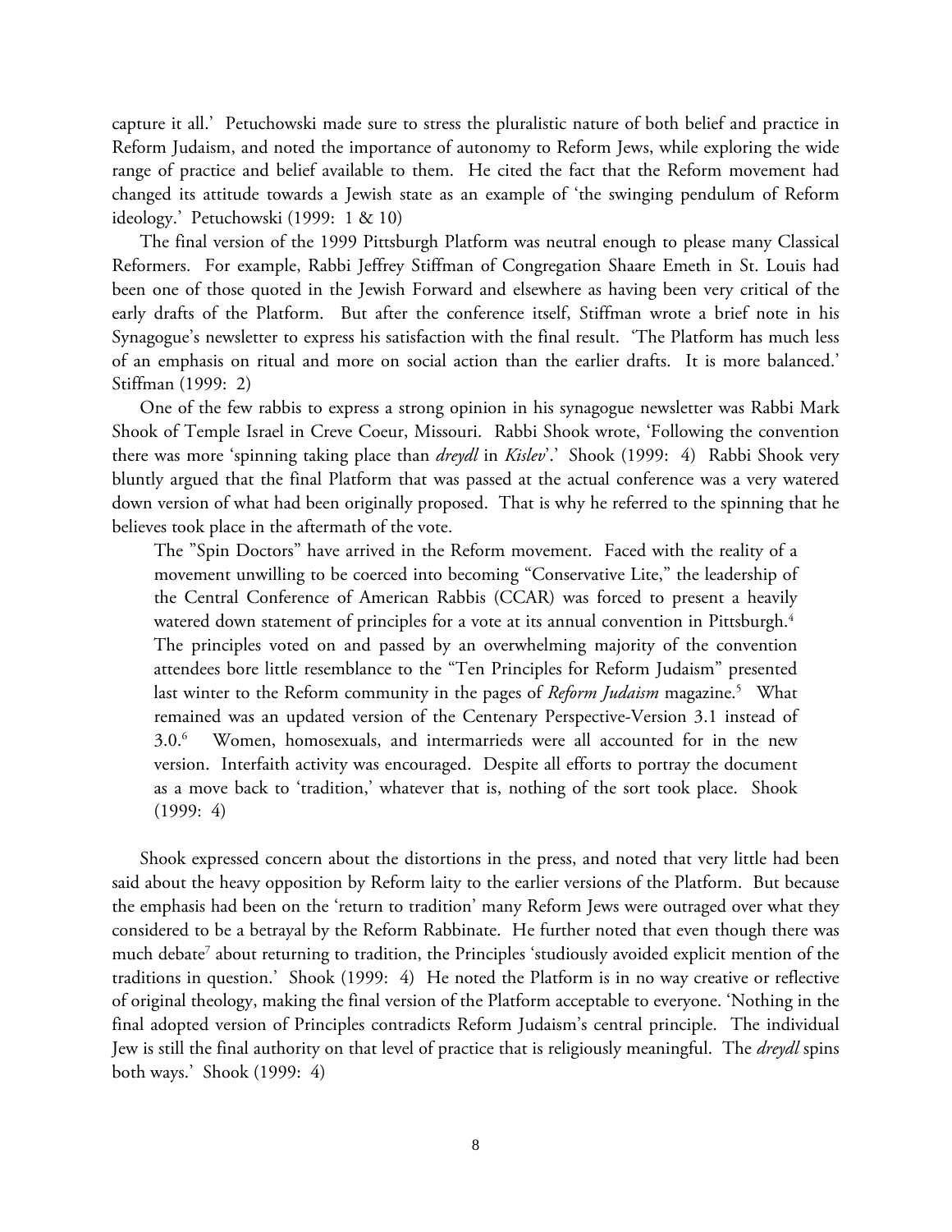capture it all.' Petuchowski made sure to stress the pluralistic nature of both belief and practice in Reform Judaism, and noted the importance of autonomy to Reform Jews, while exploring the wide range of practice and belief available to them. He cited the fact that the Reform movement had changed its attitude towards a Jewish state as an example of 'the swinging pendulum of Reform ideology.' Petuchowski (1999: 1 & 10)

The final version of the 1999 Pittsburgh Platform was neutral enough to please many Classical Reformers. For example, Rabbi Jeffrey Stiffman of Congregation Shaare Emeth in St. Louis had been one of those quoted in the Jewish Forward and elsewhere as having been very critical of the early drafts of the Platform. But after the conference itself, Stiffman wrote a brief note in his Synagogue's newsletter to express his satisfaction with the final result. 'The Platform has much less of an emphasis on ritual and more on social action than the earlier drafts. It is more balanced.' Stiffman (1999: 2)

One of the few rabbis to express a strong opinion in his synagogue newsletter was Rabbi Mark Shook of Temple Israel in Creve Coeur, Missouri. Rabbi Shook wrote, 'Following the convention there was more 'spinning taking place than *dreydl* in *Kislev*'.' Shook (1999: 4) Rabbi Shook very bluntly argued that the final Platform that was passed at the actual conference was a very watered down version of what had been originally proposed. That is why he referred to the spinning that he believes took place in the aftermath of the vote.

> The "Spin Doctors" have arrived in the Reform movement. Faced with the reality of a movement unwilling to be coerced into becoming "Conservative Lite," the leadership of the Central Conference of American Rabbis (CCAR) was forced to present a heavily watered down statement of principles for a vote at its annual convention in Pittsburgh.[4] The principles voted on and passed by an overwhelming majority of the convention attendees bore little resemblance to the "Ten Principles for Reform Judaism" presented last winter to the Reform community in the pages of *Reform Judaism* magazine.[5] What remained was an updated version of the Centenary Perspective-Version 3.1 instead of 3.0.[6] Women, homosexuals, and intermarrieds were all accounted for in the new version. Interfaith activity was encouraged. Despite all efforts to portray the document as a move back to 'tradition,' whatever that is, nothing of the sort took place. Shook (1999: 4)

Shook expressed concern about the distortions in the press, and noted that very little had been said about the heavy opposition by Reform laity to the earlier versions of the Platform. But because the emphasis had been on the 'return to tradition' many Reform Jews were outraged over what they considered to be a betrayal by the Reform Rabbinate. He further noted that even though there was much debate[7] about returning to tradition, the Principles 'studiously avoided explicit mention of the traditions in question.' Shook (1999: 4) He noted the Platform is in no way creative or reflective of original theology, making the final version of the Platform acceptable to everyone. 'Nothing in the final adopted version of Principles contradicts Reform Judaism's central principle. The individual Jew is still the final authority on that level of practice that is religiously meaningful. The *dreydl* spins both ways.' Shook (1999: 4)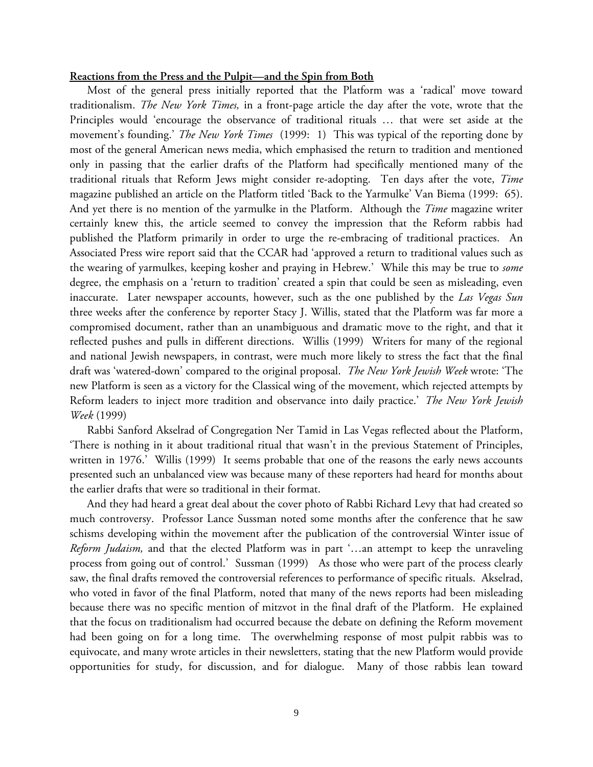**Reactions from the Press and the Pulpit—and the Spin from Both**

Most of the general press initially reported that the Platform was a 'radical' move toward traditionalism. *The New York Times,* in a front-page article the day after the vote, wrote that the Principles would 'encourage the observance of traditional rituals … that were set aside at the movement's founding.' *The New York Times* (1999: 1) This was typical of the reporting done by most of the general American news media, which emphasised the return to tradition and mentioned only in passing that the earlier drafts of the Platform had specifically mentioned many of the traditional rituals that Reform Jews might consider re-adopting. Ten days after the vote, *Time* magazine published an article on the Platform titled 'Back to the Yarmulke' Van Biema (1999: 65). And yet there is no mention of the yarmulke in the Platform. Although the *Time* magazine writer certainly knew this, the article seemed to convey the impression that the Reform rabbis had published the Platform primarily in order to urge the re-embracing of traditional practices. An Associated Press wire report said that the CCAR had 'approved a return to traditional values such as the wearing of yarmulkes, keeping kosher and praying in Hebrew.' While this may be true to *some* degree, the emphasis on a 'return to tradition' created a spin that could be seen as misleading, even inaccurate. Later newspaper accounts, however, such as the one published by the *Las Vegas Sun* three weeks after the conference by reporter Stacy J. Willis, stated that the Platform was far more a compromised document, rather than an unambiguous and dramatic move to the right, and that it reflected pushes and pulls in different directions. Willis (1999) Writers for many of the regional and national Jewish newspapers, in contrast, were much more likely to stress the fact that the final draft was 'watered-down' compared to the original proposal. *The New York Jewish Week* wrote: 'The new Platform is seen as a victory for the Classical wing of the movement, which rejected attempts by Reform leaders to inject more tradition and observance into daily practice.' *The New York Jewish Week* (1999)

Rabbi Sanford Akselrad of Congregation Ner Tamid in Las Vegas reflected about the Platform, 'There is nothing in it about traditional ritual that wasn't in the previous Statement of Principles, written in 1976.' Willis (1999) It seems probable that one of the reasons the early news accounts presented such an unbalanced view was because many of these reporters had heard for months about the earlier drafts that were so traditional in their format.

And they had heard a great deal about the cover photo of Rabbi Richard Levy that had created so much controversy. Professor Lance Sussman noted some months after the conference that he saw schisms developing within the movement after the publication of the controversial Winter issue of *Reform Judaism,* and that the elected Platform was in part '…an attempt to keep the unraveling process from going out of control.' Sussman (1999) As those who were part of the process clearly saw, the final drafts removed the controversial references to performance of specific rituals. Akselrad, who voted in favor of the final Platform, noted that many of the news reports had been misleading because there was no specific mention of mitzvot in the final draft of the Platform. He explained that the focus on traditionalism had occurred because the debate on defining the Reform movement had been going on for a long time. The overwhelming response of most pulpit rabbis was to equivocate, and many wrote articles in their newsletters, stating that the new Platform would provide opportunities for study, for discussion, and for dialogue. Many of those rabbis lean toward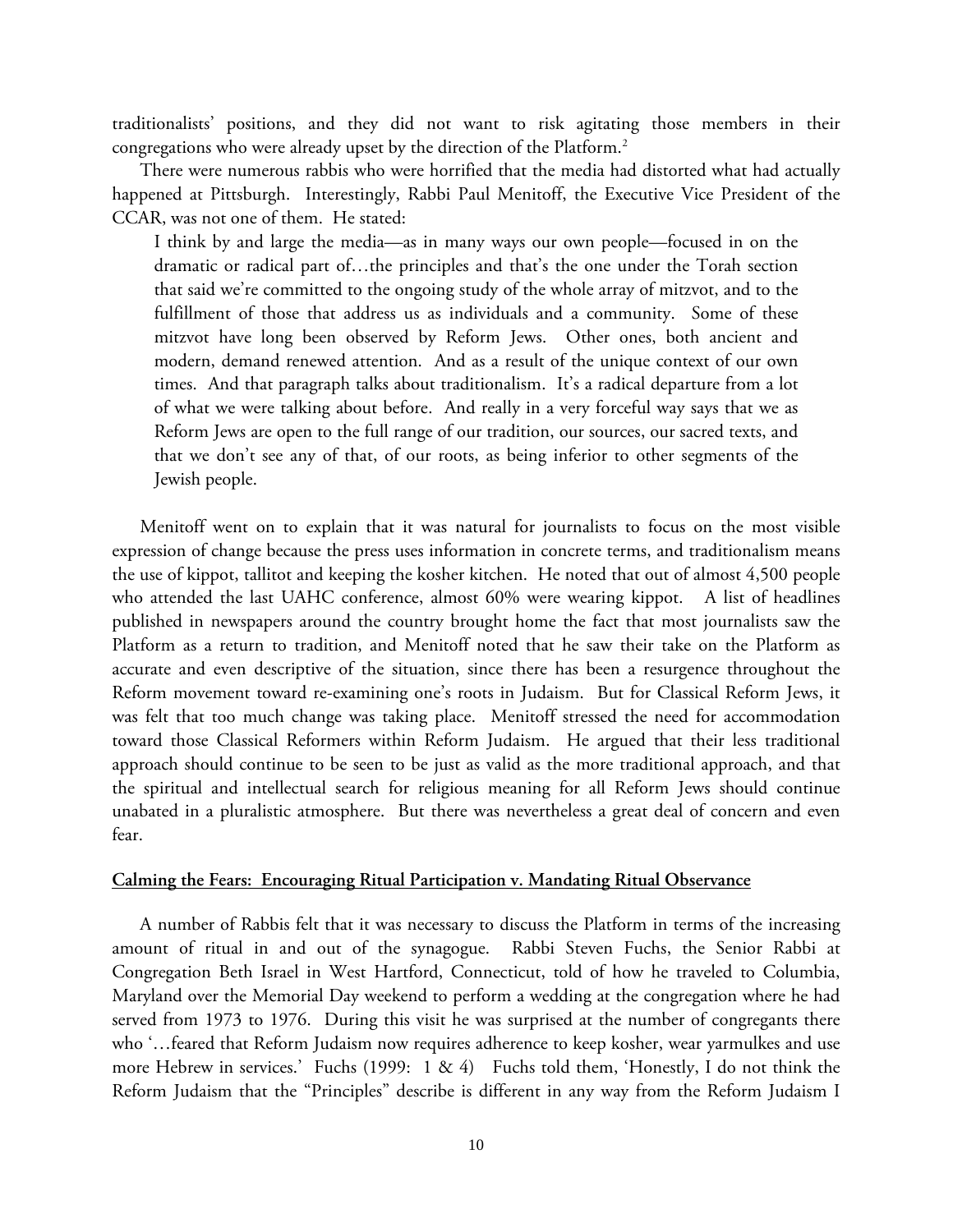traditionalists' positions, and they did not want to risk agitating those members in their congregations who were already upset by the direction of the Platform.[2]

There were numerous rabbis who were horrified that the media had distorted what had actually happened at Pittsburgh. Interestingly, Rabbi Paul Menitoff, the Executive Vice President of the CCAR, was not one of them. He stated:

> I think by and large the media—as in many ways our own people—focused in on the dramatic or radical part of…the principles and that's the one under the Torah section that said we're committed to the ongoing study of the whole array of mitzvot, and to the fulfillment of those that address us as individuals and a community. Some of these mitzvot have long been observed by Reform Jews. Other ones, both ancient and modern, demand renewed attention. And as a result of the unique context of our own times. And that paragraph talks about traditionalism. It's a radical departure from a lot of what we were talking about before. And really in a very forceful way says that we as Reform Jews are open to the full range of our tradition, our sources, our sacred texts, and that we don't see any of that, of our roots, as being inferior to other segments of the Jewish people.

Menitoff went on to explain that it was natural for journalists to focus on the most visible expression of change because the press uses information in concrete terms, and traditionalism means the use of kippot, tallitot and keeping the kosher kitchen. He noted that out of almost 4,500 people who attended the last UAHC conference, almost 60% were wearing kippot. A list of headlines published in newspapers around the country brought home the fact that most journalists saw the Platform as a return to tradition, and Menitoff noted that he saw their take on the Platform as accurate and even descriptive of the situation, since there has been a resurgence throughout the Reform movement toward re-examining one's roots in Judaism. But for Classical Reform Jews, it was felt that too much change was taking place. Menitoff stressed the need for accommodation toward those Classical Reformers within Reform Judaism. He argued that their less traditional approach should continue to be seen to be just as valid as the more traditional approach, and that the spiritual and intellectual search for religious meaning for all Reform Jews should continue unabated in a pluralistic atmosphere. But there was nevertheless a great deal of concern and even fear.

**Calming the Fears: Encouraging Ritual Participation v. Mandating Ritual Observance**

A number of Rabbis felt that it was necessary to discuss the Platform in terms of the increasing amount of ritual in and out of the synagogue. Rabbi Steven Fuchs, the Senior Rabbi at Congregation Beth Israel in West Hartford, Connecticut, told of how he traveled to Columbia, Maryland over the Memorial Day weekend to perform a wedding at the congregation where he had served from 1973 to 1976. During this visit he was surprised at the number of congregants there who '…feared that Reform Judaism now requires adherence to keep kosher, wear yarmulkes and use more Hebrew in services.' Fuchs (1999: 1 & 4) Fuchs told them, 'Honestly, I do not think the Reform Judaism that the "Principles" describe is different in any way from the Reform Judaism I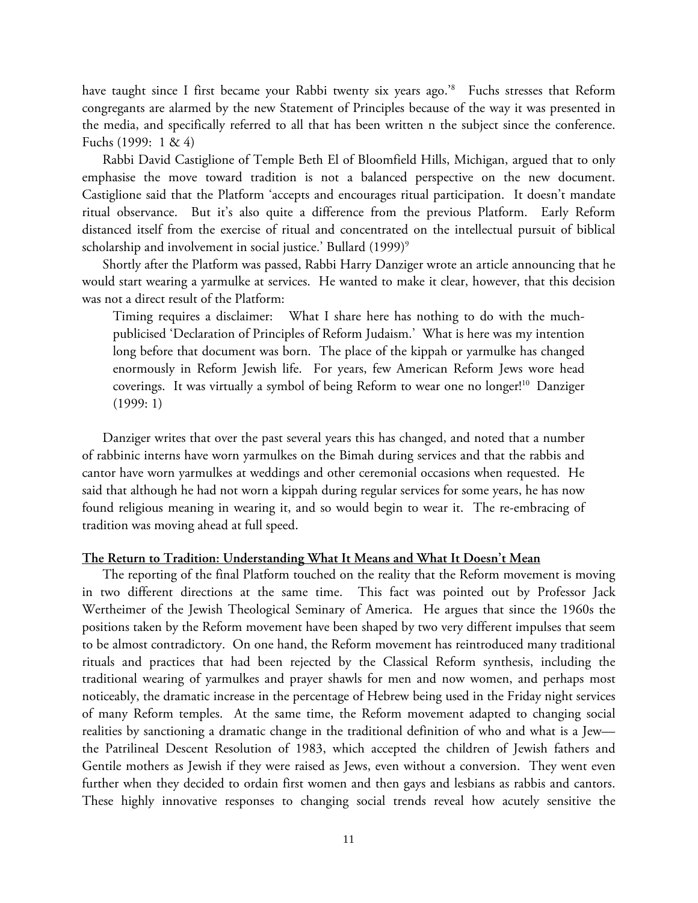have taught since I first became your Rabbi twenty six years ago.'[8] Fuchs stresses that Reform congregants are alarmed by the new Statement of Principles because of the way it was presented in the media, and specifically referred to all that has been written n the subject since the conference. Fuchs (1999: 1 & 4)

Rabbi David Castiglione of Temple Beth El of Bloomfield Hills, Michigan, argued that to only emphasise the move toward tradition is not a balanced perspective on the new document. Castiglione said that the Platform 'accepts and encourages ritual participation. It doesn't mandate ritual observance. But it's also quite a difference from the previous Platform. Early Reform distanced itself from the exercise of ritual and concentrated on the intellectual pursuit of biblical scholarship and involvement in social justice.' Bullard (1999)[9]

Shortly after the Platform was passed, Rabbi Harry Danziger wrote an article announcing that he would start wearing a yarmulke at services. He wanted to make it clear, however, that this decision was not a direct result of the Platform:

> Timing requires a disclaimer: What I share here has nothing to do with the much-publicised 'Declaration of Principles of Reform Judaism.' What is here was my intention long before that document was born. The place of the kippah or yarmulke has changed enormously in Reform Jewish life. For years, few American Reform Jews wore head coverings. It was virtually a symbol of being Reform to wear one no longer![10] Danziger (1999: 1)

Danziger writes that over the past several years this has changed, and noted that a number of rabbinic interns have worn yarmulkes on the Bimah during services and that the rabbis and cantor have worn yarmulkes at weddings and other ceremonial occasions when requested. He said that although he had not worn a kippah during regular services for some years, he has now found religious meaning in wearing it, and so would begin to wear it. The re-embracing of tradition was moving ahead at full speed.

## The Return to Tradition: Understanding What It Means and What It Doesn't Mean

The reporting of the final Platform touched on the reality that the Reform movement is moving in two different directions at the same time. This fact was pointed out by Professor Jack Wertheimer of the Jewish Theological Seminary of America. He argues that since the 1960s the positions taken by the Reform movement have been shaped by two very different impulses that seem to be almost contradictory. On one hand, the Reform movement has reintroduced many traditional rituals and practices that had been rejected by the Classical Reform synthesis, including the traditional wearing of yarmulkes and prayer shawls for men and now women, and perhaps most noticeably, the dramatic increase in the percentage of Hebrew being used in the Friday night services of many Reform temples. At the same time, the Reform movement adapted to changing social realities by sanctioning a dramatic change in the traditional definition of who and what is a Jew—the Patrilineal Descent Resolution of 1983, which accepted the children of Jewish fathers and Gentile mothers as Jewish if they were raised as Jews, even without a conversion. They went even further when they decided to ordain first women and then gays and lesbians as rabbis and cantors. These highly innovative responses to changing social trends reveal how acutely sensitive the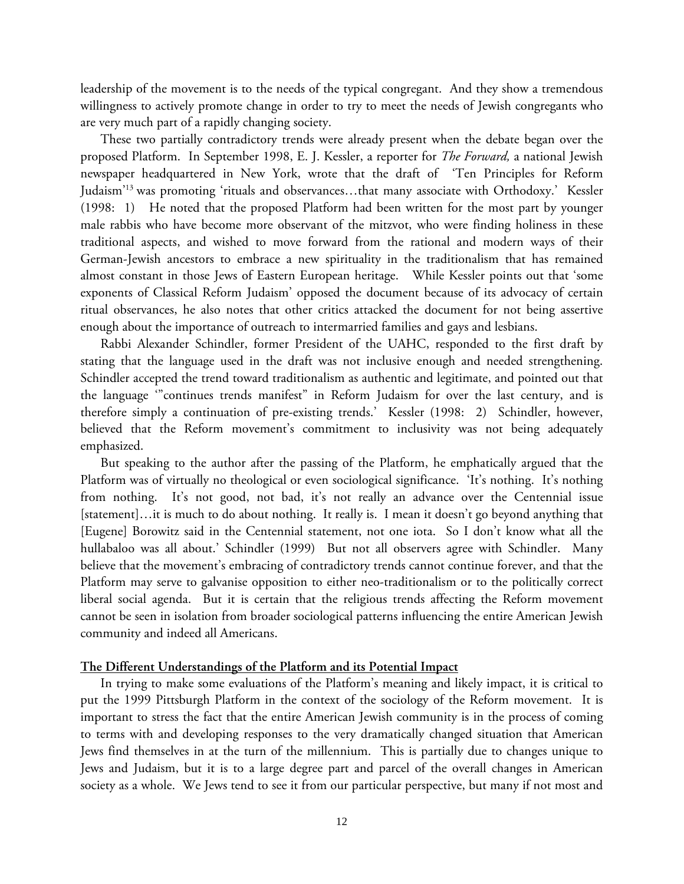leadership of the movement is to the needs of the typical congregant. And they show a tremendous willingness to actively promote change in order to try to meet the needs of Jewish congregants who are very much part of a rapidly changing society.

These two partially contradictory trends were already present when the debate began over the proposed Platform. In September 1998, E. J. Kessler, a reporter for *The Forward,* a national Jewish newspaper headquartered in New York, wrote that the draft of 'Ten Principles for Reform Judaism'[13] was promoting 'rituals and observances…that many associate with Orthodoxy.' Kessler (1998: 1) He noted that the proposed Platform had been written for the most part by younger male rabbis who have become more observant of the mitzvot, who were finding holiness in these traditional aspects, and wished to move forward from the rational and modern ways of their German-Jewish ancestors to embrace a new spirituality in the traditionalism that has remained almost constant in those Jews of Eastern European heritage. While Kessler points out that 'some exponents of Classical Reform Judaism' opposed the document because of its advocacy of certain ritual observances, he also notes that other critics attacked the document for not being assertive enough about the importance of outreach to intermarried families and gays and lesbians.

Rabbi Alexander Schindler, former President of the UAHC, responded to the first draft by stating that the language used in the draft was not inclusive enough and needed strengthening. Schindler accepted the trend toward traditionalism as authentic and legitimate, and pointed out that the language '"continues trends manifest" in Reform Judaism for over the last century, and is therefore simply a continuation of pre-existing trends.' Kessler (1998: 2) Schindler, however, believed that the Reform movement's commitment to inclusivity was not being adequately emphasized.

But speaking to the author after the passing of the Platform, he emphatically argued that the Platform was of virtually no theological or even sociological significance. 'It's nothing. It's nothing from nothing. It's not good, not bad, it's not really an advance over the Centennial issue [statement]…it is much to do about nothing. It really is. I mean it doesn't go beyond anything that [Eugene] Borowitz said in the Centennial statement, not one iota. So I don't know what all the hullabaloo was all about.' Schindler (1999) But not all observers agree with Schindler. Many believe that the movement's embracing of contradictory trends cannot continue forever, and that the Platform may serve to galvanise opposition to either neo-traditionalism or to the politically correct liberal social agenda. But it is certain that the religious trends affecting the Reform movement cannot be seen in isolation from broader sociological patterns influencing the entire American Jewish community and indeed all Americans.

## The Different Understandings of the Platform and its Potential Impact

In trying to make some evaluations of the Platform's meaning and likely impact, it is critical to put the 1999 Pittsburgh Platform in the context of the sociology of the Reform movement. It is important to stress the fact that the entire American Jewish community is in the process of coming to terms with and developing responses to the very dramatically changed situation that American Jews find themselves in at the turn of the millennium. This is partially due to changes unique to Jews and Judaism, but it is to a large degree part and parcel of the overall changes in American society as a whole. We Jews tend to see it from our particular perspective, but many if not most and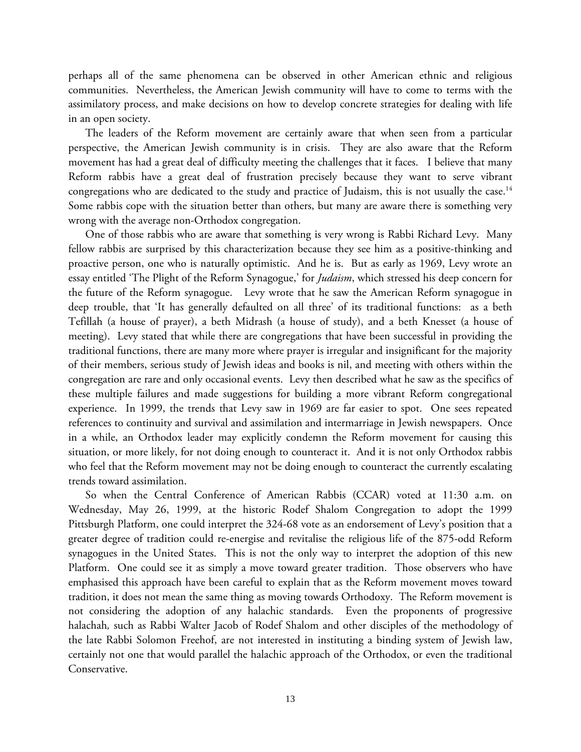perhaps all of the same phenomena can be observed in other American ethnic and religious communities. Nevertheless, the American Jewish community will have to come to terms with the assimilatory process, and make decisions on how to develop concrete strategies for dealing with life in an open society.

The leaders of the Reform movement are certainly aware that when seen from a particular perspective, the American Jewish community is in crisis. They are also aware that the Reform movement has had a great deal of difficulty meeting the challenges that it faces. I believe that many Reform rabbis have a great deal of frustration precisely because they want to serve vibrant congregations who are dedicated to the study and practice of Judaism, this is not usually the case.[14] Some rabbis cope with the situation better than others, but many are aware there is something very wrong with the average non-Orthodox congregation.

One of those rabbis who are aware that something is very wrong is Rabbi Richard Levy. Many fellow rabbis are surprised by this characterization because they see him as a positive-thinking and proactive person, one who is naturally optimistic. And he is. But as early as 1969, Levy wrote an essay entitled 'The Plight of the Reform Synagogue,' for *Judaism*, which stressed his deep concern for the future of the Reform synagogue. Levy wrote that he saw the American Reform synagogue in deep trouble, that 'It has generally defaulted on all three' of its traditional functions: as a beth Tefillah (a house of prayer), a beth Midrash (a house of study), and a beth Knesset (a house of meeting). Levy stated that while there are congregations that have been successful in providing the traditional functions, there are many more where prayer is irregular and insignificant for the majority of their members, serious study of Jewish ideas and books is nil, and meeting with others within the congregation are rare and only occasional events. Levy then described what he saw as the specifics of these multiple failures and made suggestions for building a more vibrant Reform congregational experience. In 1999, the trends that Levy saw in 1969 are far easier to spot. One sees repeated references to continuity and survival and assimilation and intermarriage in Jewish newspapers. Once in a while, an Orthodox leader may explicitly condemn the Reform movement for causing this situation, or more likely, for not doing enough to counteract it. And it is not only Orthodox rabbis who feel that the Reform movement may not be doing enough to counteract the currently escalating trends toward assimilation.

So when the Central Conference of American Rabbis (CCAR) voted at 11:30 a.m. on Wednesday, May 26, 1999, at the historic Rodef Shalom Congregation to adopt the 1999 Pittsburgh Platform, one could interpret the 324-68 vote as an endorsement of Levy's position that a greater degree of tradition could re-energise and revitalise the religious life of the 875-odd Reform synagogues in the United States. This is not the only way to interpret the adoption of this new Platform. One could see it as simply a move toward greater tradition. Those observers who have emphasised this approach have been careful to explain that as the Reform movement moves toward tradition, it does not mean the same thing as moving towards Orthodoxy. The Reform movement is not considering the adoption of any halachic standards. Even the proponents of progressive halachah*,* such as Rabbi Walter Jacob of Rodef Shalom and other disciples of the methodology of the late Rabbi Solomon Freehof, are not interested in instituting a binding system of Jewish law, certainly not one that would parallel the halachic approach of the Orthodox, or even the traditional Conservative.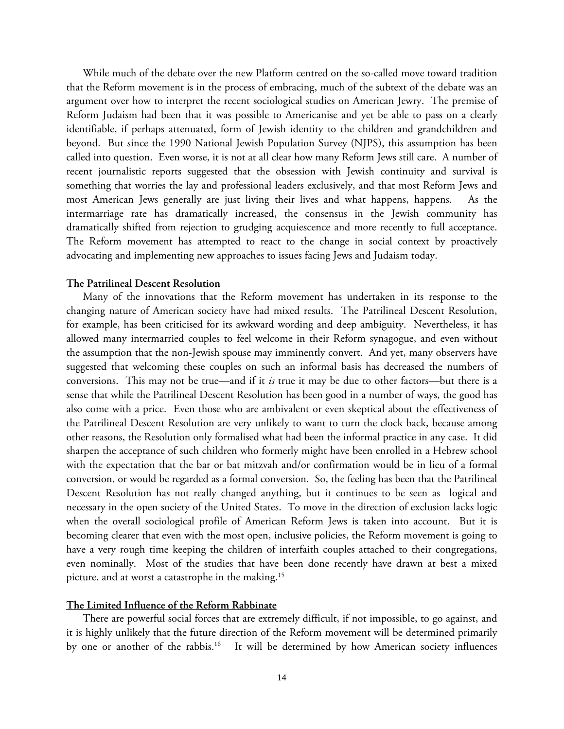While much of the debate over the new Platform centred on the so-called move toward tradition that the Reform movement is in the process of embracing, much of the subtext of the debate was an argument over how to interpret the recent sociological studies on American Jewry. The premise of Reform Judaism had been that it was possible to Americanise and yet be able to pass on a clearly identifiable, if perhaps attenuated, form of Jewish identity to the children and grandchildren and beyond. But since the 1990 National Jewish Population Survey (NJPS), this assumption has been called into question. Even worse, it is not at all clear how many Reform Jews still care. A number of recent journalistic reports suggested that the obsession with Jewish continuity and survival is something that worries the lay and professional leaders exclusively, and that most Reform Jews and most American Jews generally are just living their lives and what happens, happens. As the intermarriage rate has dramatically increased, the consensus in the Jewish community has dramatically shifted from rejection to grudging acquiescence and more recently to full acceptance. The Reform movement has attempted to react to the change in social context by proactively advocating and implementing new approaches to issues facing Jews and Judaism today.

## The Patrilineal Descent Resolution

Many of the innovations that the Reform movement has undertaken in its response to the changing nature of American society have had mixed results. The Patrilineal Descent Resolution, for example, has been criticised for its awkward wording and deep ambiguity. Nevertheless, it has allowed many intermarried couples to feel welcome in their Reform synagogue, and even without the assumption that the non-Jewish spouse may imminently convert. And yet, many observers have suggested that welcoming these couples on such an informal basis has decreased the numbers of conversions. This may not be true—and if it *is* true it may be due to other factors—but there is a sense that while the Patrilineal Descent Resolution has been good in a number of ways, the good has also come with a price. Even those who are ambivalent or even skeptical about the effectiveness of the Patrilineal Descent Resolution are very unlikely to want to turn the clock back, because among other reasons, the Resolution only formalised what had been the informal practice in any case. It did sharpen the acceptance of such children who formerly might have been enrolled in a Hebrew school with the expectation that the bar or bat mitzvah and/or confirmation would be in lieu of a formal conversion, or would be regarded as a formal conversion. So, the feeling has been that the Patrilineal Descent Resolution has not really changed anything, but it continues to be seen as logical and necessary in the open society of the United States. To move in the direction of exclusion lacks logic when the overall sociological profile of American Reform Jews is taken into account. But it is becoming clearer that even with the most open, inclusive policies, the Reform movement is going to have a very rough time keeping the children of interfaith couples attached to their congregations, even nominally. Most of the studies that have been done recently have drawn at best a mixed picture, and at worst a catastrophe in the making.[15]

## The Limited Influence of the Reform Rabbinate

There are powerful social forces that are extremely difficult, if not impossible, to go against, and it is highly unlikely that the future direction of the Reform movement will be determined primarily by one or another of the rabbis.[16] It will be determined by how American society influences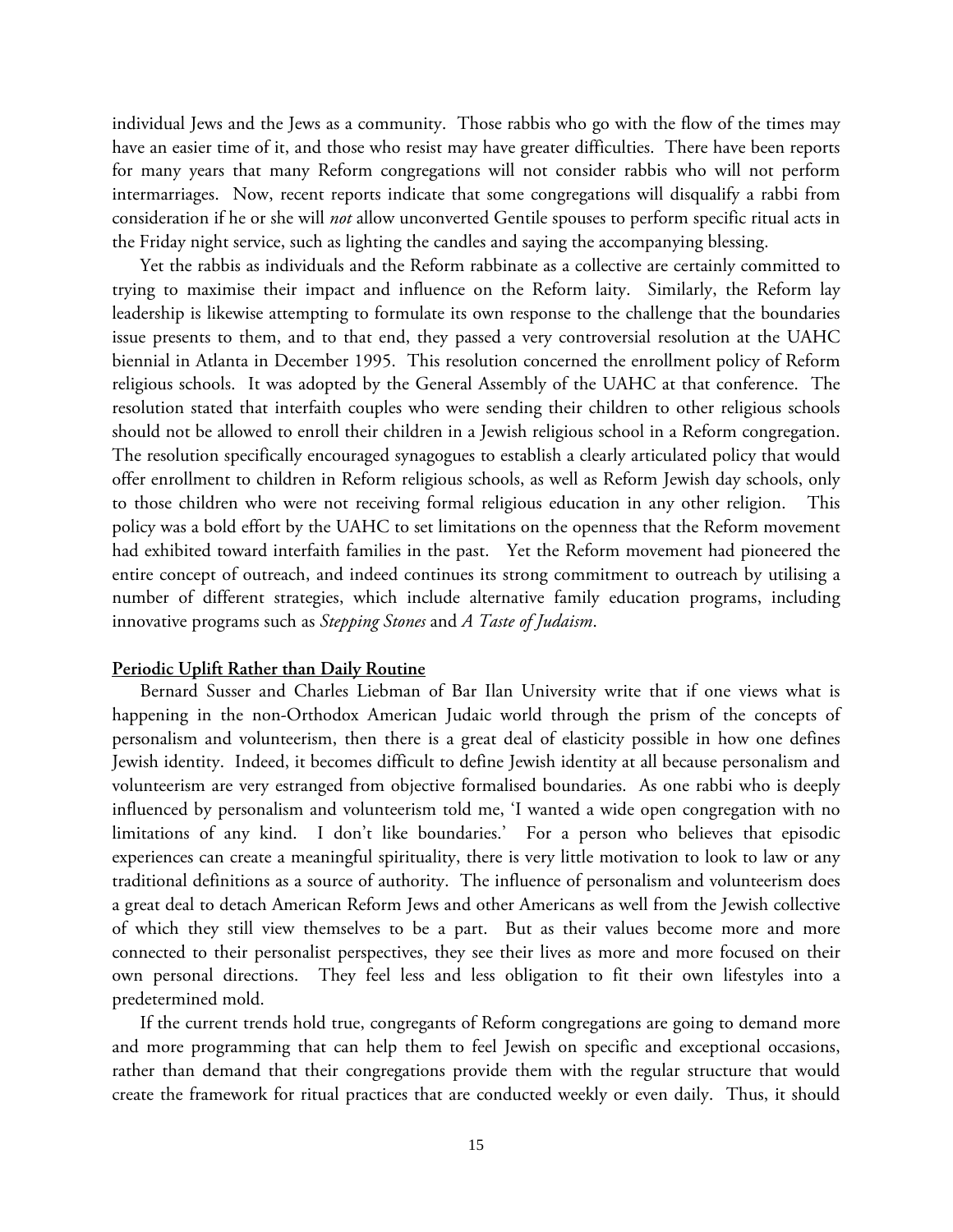individual Jews and the Jews as a community. Those rabbis who go with the flow of the times may have an easier time of it, and those who resist may have greater difficulties. There have been reports for many years that many Reform congregations will not consider rabbis who will not perform intermarriages. Now, recent reports indicate that some congregations will disqualify a rabbi from consideration if he or she will *not* allow unconverted Gentile spouses to perform specific ritual acts in the Friday night service, such as lighting the candles and saying the accompanying blessing.

Yet the rabbis as individuals and the Reform rabbinate as a collective are certainly committed to trying to maximise their impact and influence on the Reform laity. Similarly, the Reform lay leadership is likewise attempting to formulate its own response to the challenge that the boundaries issue presents to them, and to that end, they passed a very controversial resolution at the UAHC biennial in Atlanta in December 1995. This resolution concerned the enrollment policy of Reform religious schools. It was adopted by the General Assembly of the UAHC at that conference. The resolution stated that interfaith couples who were sending their children to other religious schools should not be allowed to enroll their children in a Jewish religious school in a Reform congregation. The resolution specifically encouraged synagogues to establish a clearly articulated policy that would offer enrollment to children in Reform religious schools, as well as Reform Jewish day schools, only to those children who were not receiving formal religious education in any other religion. This policy was a bold effort by the UAHC to set limitations on the openness that the Reform movement had exhibited toward interfaith families in the past. Yet the Reform movement had pioneered the entire concept of outreach, and indeed continues its strong commitment to outreach by utilising a number of different strategies, which include alternative family education programs, including innovative programs such as *Stepping Stones* and *A Taste of Judaism*.

**Periodic Uplift Rather than Daily Routine**

Bernard Susser and Charles Liebman of Bar Ilan University write that if one views what is happening in the non-Orthodox American Judaic world through the prism of the concepts of personalism and volunteerism, then there is a great deal of elasticity possible in how one defines Jewish identity. Indeed, it becomes difficult to define Jewish identity at all because personalism and volunteerism are very estranged from objective formalised boundaries. As one rabbi who is deeply influenced by personalism and volunteerism told me, 'I wanted a wide open congregation with no limitations of any kind. I don't like boundaries.' For a person who believes that episodic experiences can create a meaningful spirituality, there is very little motivation to look to law or any traditional definitions as a source of authority. The influence of personalism and volunteerism does a great deal to detach American Reform Jews and other Americans as well from the Jewish collective of which they still view themselves to be a part. But as their values become more and more connected to their personalist perspectives, they see their lives as more and more focused on their own personal directions. They feel less and less obligation to fit their own lifestyles into a predetermined mold.

If the current trends hold true, congregants of Reform congregations are going to demand more and more programming that can help them to feel Jewish on specific and exceptional occasions, rather than demand that their congregations provide them with the regular structure that would create the framework for ritual practices that are conducted weekly or even daily. Thus, it should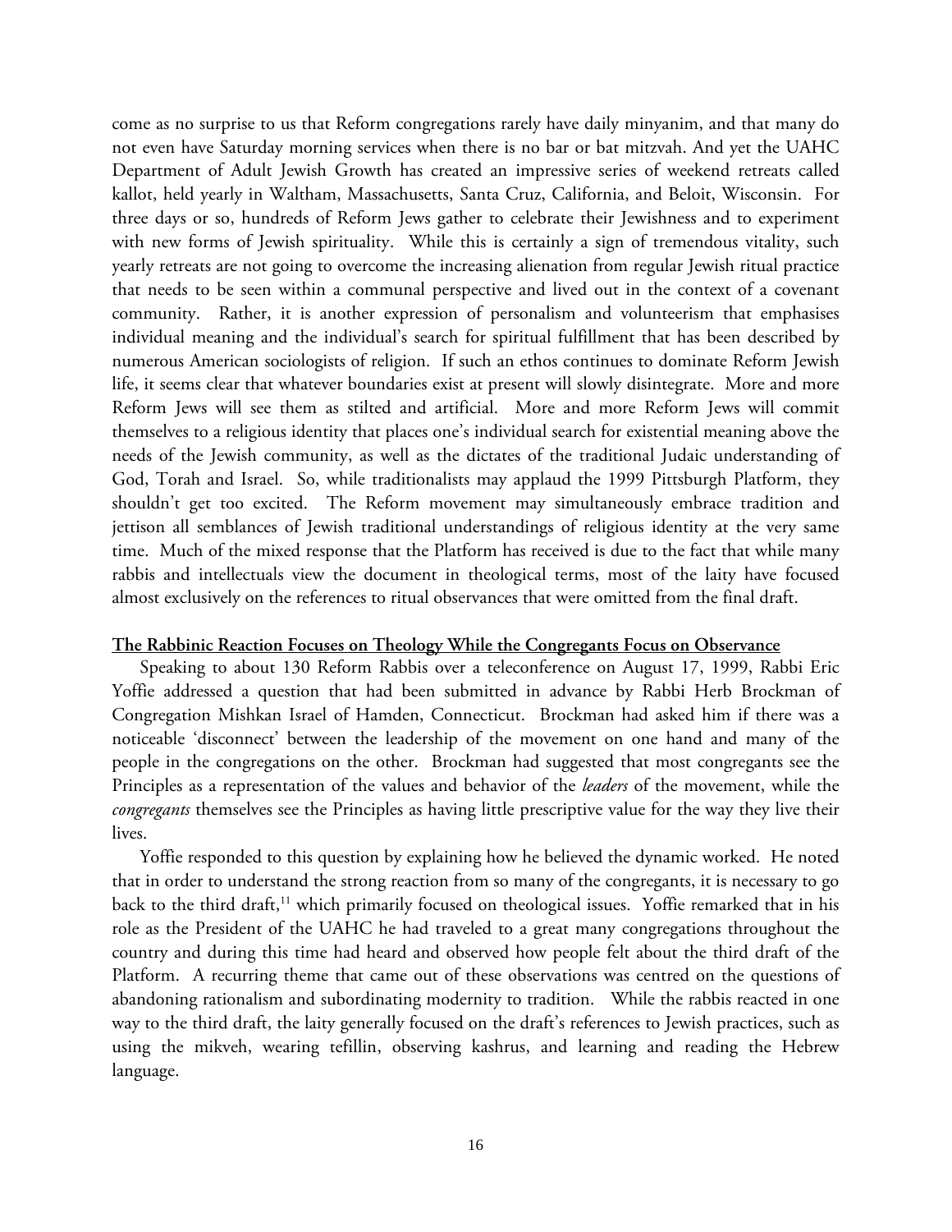come as no surprise to us that Reform congregations rarely have daily minyanim, and that many do not even have Saturday morning services when there is no bar or bat mitzvah. And yet the UAHC Department of Adult Jewish Growth has created an impressive series of weekend retreats called kallot, held yearly in Waltham, Massachusetts, Santa Cruz, California, and Beloit, Wisconsin. For three days or so, hundreds of Reform Jews gather to celebrate their Jewishness and to experiment with new forms of Jewish spirituality. While this is certainly a sign of tremendous vitality, such yearly retreats are not going to overcome the increasing alienation from regular Jewish ritual practice that needs to be seen within a communal perspective and lived out in the context of a covenant community. Rather, it is another expression of personalism and volunteerism that emphasises individual meaning and the individual's search for spiritual fulfillment that has been described by numerous American sociologists of religion. If such an ethos continues to dominate Reform Jewish life, it seems clear that whatever boundaries exist at present will slowly disintegrate. More and more Reform Jews will see them as stilted and artificial. More and more Reform Jews will commit themselves to a religious identity that places one's individual search for existential meaning above the needs of the Jewish community, as well as the dictates of the traditional Judaic understanding of God, Torah and Israel. So, while traditionalists may applaud the 1999 Pittsburgh Platform, they shouldn't get too excited. The Reform movement may simultaneously embrace tradition and jettison all semblances of Jewish traditional understandings of religious identity at the very same time. Much of the mixed response that the Platform has received is due to the fact that while many rabbis and intellectuals view the document in theological terms, most of the laity have focused almost exclusively on the references to ritual observances that were omitted from the final draft.

**The Rabbinic Reaction Focuses on Theology While the Congregants Focus on Observance**

Speaking to about 130 Reform Rabbis over a teleconference on August 17, 1999, Rabbi Eric Yoffie addressed a question that had been submitted in advance by Rabbi Herb Brockman of Congregation Mishkan Israel of Hamden, Connecticut. Brockman had asked him if there was a noticeable 'disconnect' between the leadership of the movement on one hand and many of the people in the congregations on the other. Brockman had suggested that most congregants see the Principles as a representation of the values and behavior of the *leaders* of the movement, while the *congregants* themselves see the Principles as having little prescriptive value for the way they live their lives.

Yoffie responded to this question by explaining how he believed the dynamic worked. He noted that in order to understand the strong reaction from so many of the congregants, it is necessary to go back to the third draft,[11] which primarily focused on theological issues. Yoffie remarked that in his role as the President of the UAHC he had traveled to a great many congregations throughout the country and during this time had heard and observed how people felt about the third draft of the Platform. A recurring theme that came out of these observations was centred on the questions of abandoning rationalism and subordinating modernity to tradition. While the rabbis reacted in one way to the third draft, the laity generally focused on the draft's references to Jewish practices, such as using the mikveh, wearing tefillin, observing kashrus, and learning and reading the Hebrew language.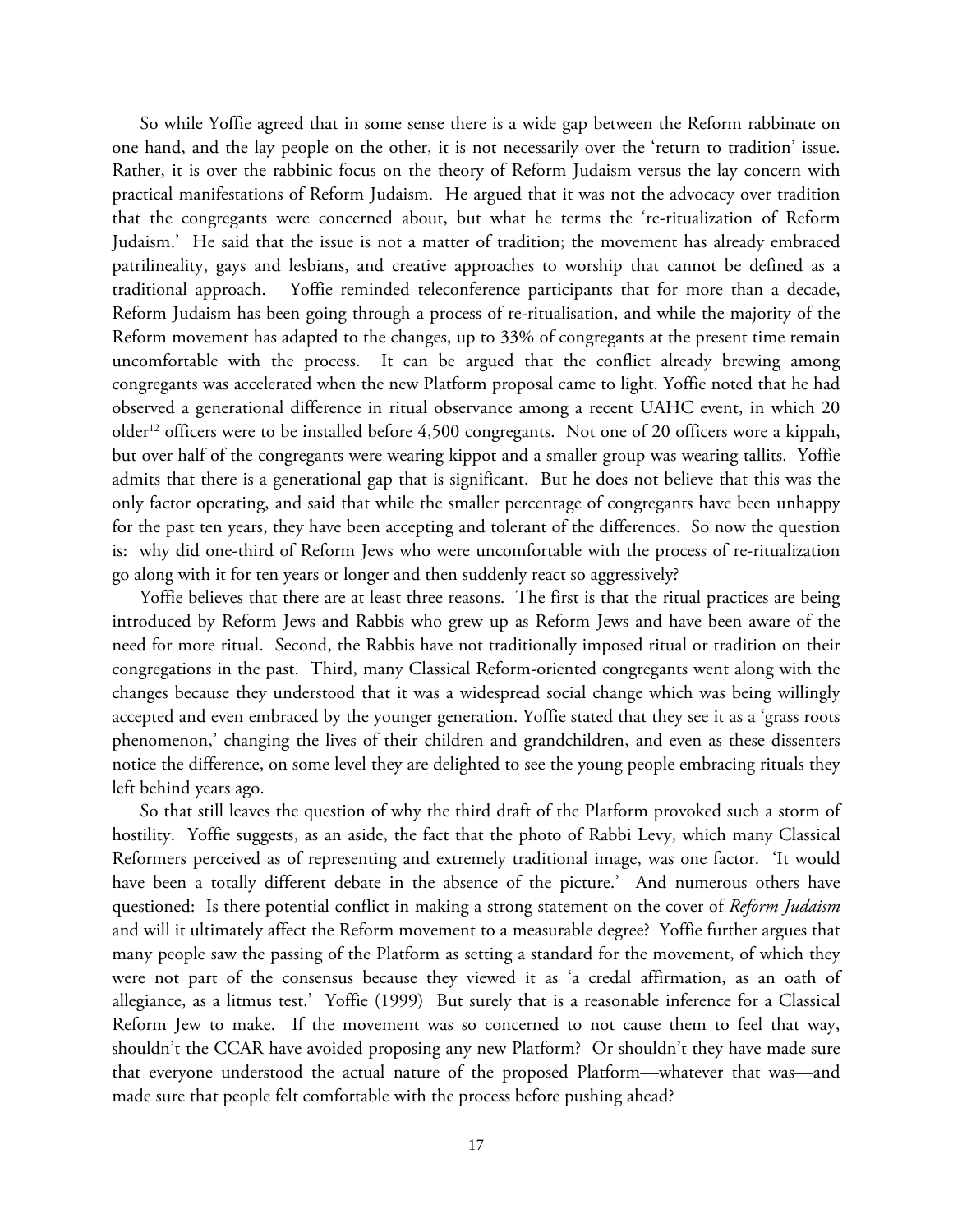So while Yoffie agreed that in some sense there is a wide gap between the Reform rabbinate on one hand, and the lay people on the other, it is not necessarily over the 'return to tradition' issue. Rather, it is over the rabbinic focus on the theory of Reform Judaism versus the lay concern with practical manifestations of Reform Judaism. He argued that it was not the advocacy over tradition that the congregants were concerned about, but what he terms the 're-ritualization of Reform Judaism.' He said that the issue is not a matter of tradition; the movement has already embraced patrilineality, gays and lesbians, and creative approaches to worship that cannot be defined as a traditional approach. Yoffie reminded teleconference participants that for more than a decade, Reform Judaism has been going through a process of re-ritualisation, and while the majority of the Reform movement has adapted to the changes, up to 33% of congregants at the present time remain uncomfortable with the process. It can be argued that the conflict already brewing among congregants was accelerated when the new Platform proposal came to light. Yoffie noted that he had observed a generational difference in ritual observance among a recent UAHC event, in which 20 older[12] officers were to be installed before 4,500 congregants. Not one of 20 officers wore a kippah, but over half of the congregants were wearing kippot and a smaller group was wearing tallits. Yoffie admits that there is a generational gap that is significant. But he does not believe that this was the only factor operating, and said that while the smaller percentage of congregants have been unhappy for the past ten years, they have been accepting and tolerant of the differences. So now the question is: why did one-third of Reform Jews who were uncomfortable with the process of re-ritualization go along with it for ten years or longer and then suddenly react so aggressively?

Yoffie believes that there are at least three reasons. The first is that the ritual practices are being introduced by Reform Jews and Rabbis who grew up as Reform Jews and have been aware of the need for more ritual. Second, the Rabbis have not traditionally imposed ritual or tradition on their congregations in the past. Third, many Classical Reform-oriented congregants went along with the changes because they understood that it was a widespread social change which was being willingly accepted and even embraced by the younger generation. Yoffie stated that they see it as a 'grass roots phenomenon,' changing the lives of their children and grandchildren, and even as these dissenters notice the difference, on some level they are delighted to see the young people embracing rituals they left behind years ago.

So that still leaves the question of why the third draft of the Platform provoked such a storm of hostility. Yoffie suggests, as an aside, the fact that the photo of Rabbi Levy, which many Classical Reformers perceived as of representing and extremely traditional image, was one factor. 'It would have been a totally different debate in the absence of the picture.' And numerous others have questioned: Is there potential conflict in making a strong statement on the cover of *Reform Judaism* and will it ultimately affect the Reform movement to a measurable degree? Yoffie further argues that many people saw the passing of the Platform as setting a standard for the movement, of which they were not part of the consensus because they viewed it as 'a credal affirmation, as an oath of allegiance, as a litmus test.' Yoffie (1999) But surely that is a reasonable inference for a Classical Reform Jew to make. If the movement was so concerned to not cause them to feel that way, shouldn't the CCAR have avoided proposing any new Platform? Or shouldn't they have made sure that everyone understood the actual nature of the proposed Platform—whatever that was—and made sure that people felt comfortable with the process before pushing ahead?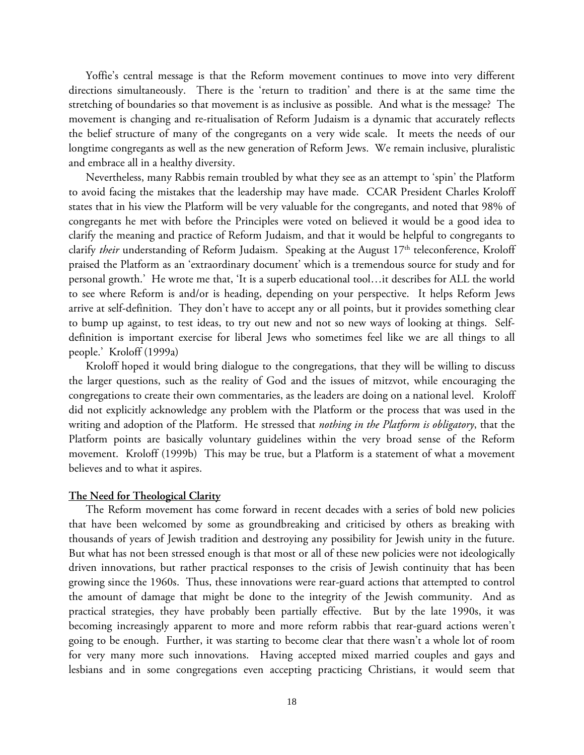Yoffie's central message is that the Reform movement continues to move into very different directions simultaneously. There is the 'return to tradition' and there is at the same time the stretching of boundaries so that movement is as inclusive as possible. And what is the message? The movement is changing and re-ritualisation of Reform Judaism is a dynamic that accurately reflects the belief structure of many of the congregants on a very wide scale. It meets the needs of our longtime congregants as well as the new generation of Reform Jews. We remain inclusive, pluralistic and embrace all in a healthy diversity.

Nevertheless, many Rabbis remain troubled by what they see as an attempt to 'spin' the Platform to avoid facing the mistakes that the leadership may have made. CCAR President Charles Kroloff states that in his view the Platform will be very valuable for the congregants, and noted that 98% of congregants he met with before the Principles were voted on believed it would be a good idea to clarify the meaning and practice of Reform Judaism, and that it would be helpful to congregants to clarify *their* understanding of Reform Judaism. Speaking at the August 17th teleconference, Kroloff praised the Platform as an 'extraordinary document' which is a tremendous source for study and for personal growth.' He wrote me that, 'It is a superb educational tool…it describes for ALL the world to see where Reform is and/or is heading, depending on your perspective. It helps Reform Jews arrive at self-definition. They don't have to accept any or all points, but it provides something clear to bump up against, to test ideas, to try out new and not so new ways of looking at things. Self-definition is important exercise for liberal Jews who sometimes feel like we are all things to all people.' Kroloff (1999a)

Kroloff hoped it would bring dialogue to the congregations, that they will be willing to discuss the larger questions, such as the reality of God and the issues of mitzvot, while encouraging the congregations to create their own commentaries, as the leaders are doing on a national level. Kroloff did not explicitly acknowledge any problem with the Platform or the process that was used in the writing and adoption of the Platform. He stressed that *nothing in the Platform is obligatory*, that the Platform points are basically voluntary guidelines within the very broad sense of the Reform movement. Kroloff (1999b) This may be true, but a Platform is a statement of what a movement believes and to what it aspires.

## The Need for Theological Clarity

The Reform movement has come forward in recent decades with a series of bold new policies that have been welcomed by some as groundbreaking and criticised by others as breaking with thousands of years of Jewish tradition and destroying any possibility for Jewish unity in the future. But what has not been stressed enough is that most or all of these new policies were not ideologically driven innovations, but rather practical responses to the crisis of Jewish continuity that has been growing since the 1960s. Thus, these innovations were rear-guard actions that attempted to control the amount of damage that might be done to the integrity of the Jewish community. And as practical strategies, they have probably been partially effective. But by the late 1990s, it was becoming increasingly apparent to more and more reform rabbis that rear-guard actions weren't going to be enough. Further, it was starting to become clear that there wasn't a whole lot of room for very many more such innovations. Having accepted mixed married couples and gays and lesbians and in some congregations even accepting practicing Christians, it would seem that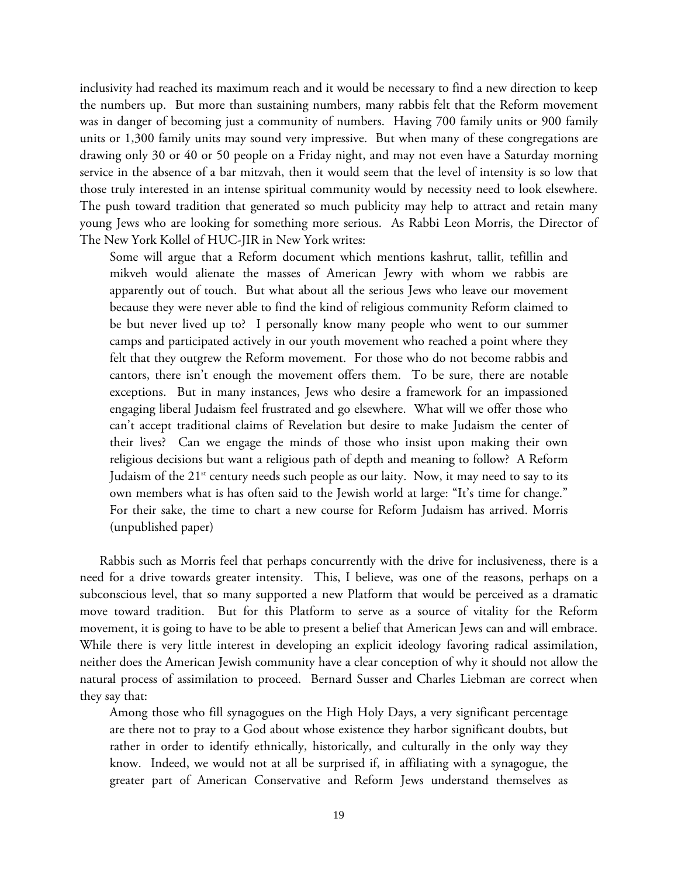inclusivity had reached its maximum reach and it would be necessary to find a new direction to keep the numbers up. But more than sustaining numbers, many rabbis felt that the Reform movement was in danger of becoming just a community of numbers. Having 700 family units or 900 family units or 1,300 family units may sound very impressive. But when many of these congregations are drawing only 30 or 40 or 50 people on a Friday night, and may not even have a Saturday morning service in the absence of a bar mitzvah, then it would seem that the level of intensity is so low that those truly interested in an intense spiritual community would by necessity need to look elsewhere. The push toward tradition that generated so much publicity may help to attract and retain many young Jews who are looking for something more serious. As Rabbi Leon Morris, the Director of The New York Kollel of HUC-JIR in New York writes:

> Some will argue that a Reform document which mentions kashrut, tallit, tefillin and mikveh would alienate the masses of American Jewry with whom we rabbis are apparently out of touch. But what about all the serious Jews who leave our movement because they were never able to find the kind of religious community Reform claimed to be but never lived up to? I personally know many people who went to our summer camps and participated actively in our youth movement who reached a point where they felt that they outgrew the Reform movement. For those who do not become rabbis and cantors, there isn't enough the movement offers them. To be sure, there are notable exceptions. But in many instances, Jews who desire a framework for an impassioned engaging liberal Judaism feel frustrated and go elsewhere. What will we offer those who can't accept traditional claims of Revelation but desire to make Judaism the center of their lives? Can we engage the minds of those who insist upon making their own religious decisions but want a religious path of depth and meaning to follow? A Reform Judaism of the 21st century needs such people as our laity. Now, it may need to say to its own members what is has often said to the Jewish world at large: "It's time for change." For their sake, the time to chart a new course for Reform Judaism has arrived. Morris (unpublished paper)

Rabbis such as Morris feel that perhaps concurrently with the drive for inclusiveness, there is a need for a drive towards greater intensity. This, I believe, was one of the reasons, perhaps on a subconscious level, that so many supported a new Platform that would be perceived as a dramatic move toward tradition. But for this Platform to serve as a source of vitality for the Reform movement, it is going to have to be able to present a belief that American Jews can and will embrace. While there is very little interest in developing an explicit ideology favoring radical assimilation, neither does the American Jewish community have a clear conception of why it should not allow the natural process of assimilation to proceed. Bernard Susser and Charles Liebman are correct when they say that:

> Among those who fill synagogues on the High Holy Days, a very significant percentage are there not to pray to a God about whose existence they harbor significant doubts, but rather in order to identify ethnically, historically, and culturally in the only way they know. Indeed, we would not at all be surprised if, in affiliating with a synagogue, the greater part of American Conservative and Reform Jews understand themselves as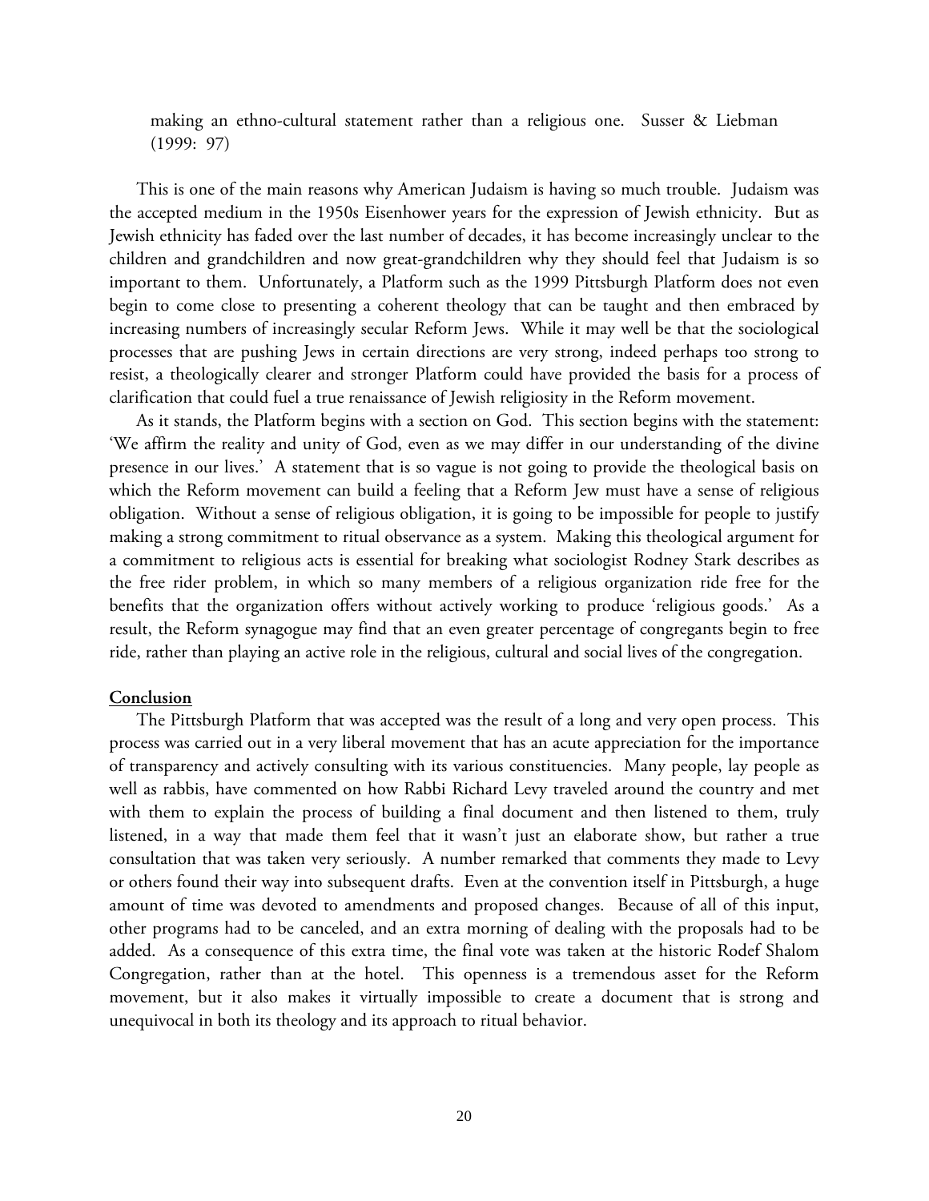making an ethno-cultural statement rather than a religious one. Susser & Liebman (1999: 97)

This is one of the main reasons why American Judaism is having so much trouble. Judaism was the accepted medium in the 1950s Eisenhower years for the expression of Jewish ethnicity. But as Jewish ethnicity has faded over the last number of decades, it has become increasingly unclear to the children and grandchildren and now great-grandchildren why they should feel that Judaism is so important to them. Unfortunately, a Platform such as the 1999 Pittsburgh Platform does not even begin to come close to presenting a coherent theology that can be taught and then embraced by increasing numbers of increasingly secular Reform Jews. While it may well be that the sociological processes that are pushing Jews in certain directions are very strong, indeed perhaps too strong to resist, a theologically clearer and stronger Platform could have provided the basis for a process of clarification that could fuel a true renaissance of Jewish religiosity in the Reform movement.

As it stands, the Platform begins with a section on God. This section begins with the statement: 'We affirm the reality and unity of God, even as we may differ in our understanding of the divine presence in our lives.' A statement that is so vague is not going to provide the theological basis on which the Reform movement can build a feeling that a Reform Jew must have a sense of religious obligation. Without a sense of religious obligation, it is going to be impossible for people to justify making a strong commitment to ritual observance as a system. Making this theological argument for a commitment to religious acts is essential for breaking what sociologist Rodney Stark describes as the free rider problem, in which so many members of a religious organization ride free for the benefits that the organization offers without actively working to produce 'religious goods.' As a result, the Reform synagogue may find that an even greater percentage of congregants begin to free ride, rather than playing an active role in the religious, cultural and social lives of the congregation.

## Conclusion

The Pittsburgh Platform that was accepted was the result of a long and very open process. This process was carried out in a very liberal movement that has an acute appreciation for the importance of transparency and actively consulting with its various constituencies. Many people, lay people as well as rabbis, have commented on how Rabbi Richard Levy traveled around the country and met with them to explain the process of building a final document and then listened to them, truly listened, in a way that made them feel that it wasn't just an elaborate show, but rather a true consultation that was taken very seriously. A number remarked that comments they made to Levy or others found their way into subsequent drafts. Even at the convention itself in Pittsburgh, a huge amount of time was devoted to amendments and proposed changes. Because of all of this input, other programs had to be canceled, and an extra morning of dealing with the proposals had to be added. As a consequence of this extra time, the final vote was taken at the historic Rodef Shalom Congregation, rather than at the hotel. This openness is a tremendous asset for the Reform movement, but it also makes it virtually impossible to create a document that is strong and unequivocal in both its theology and its approach to ritual behavior.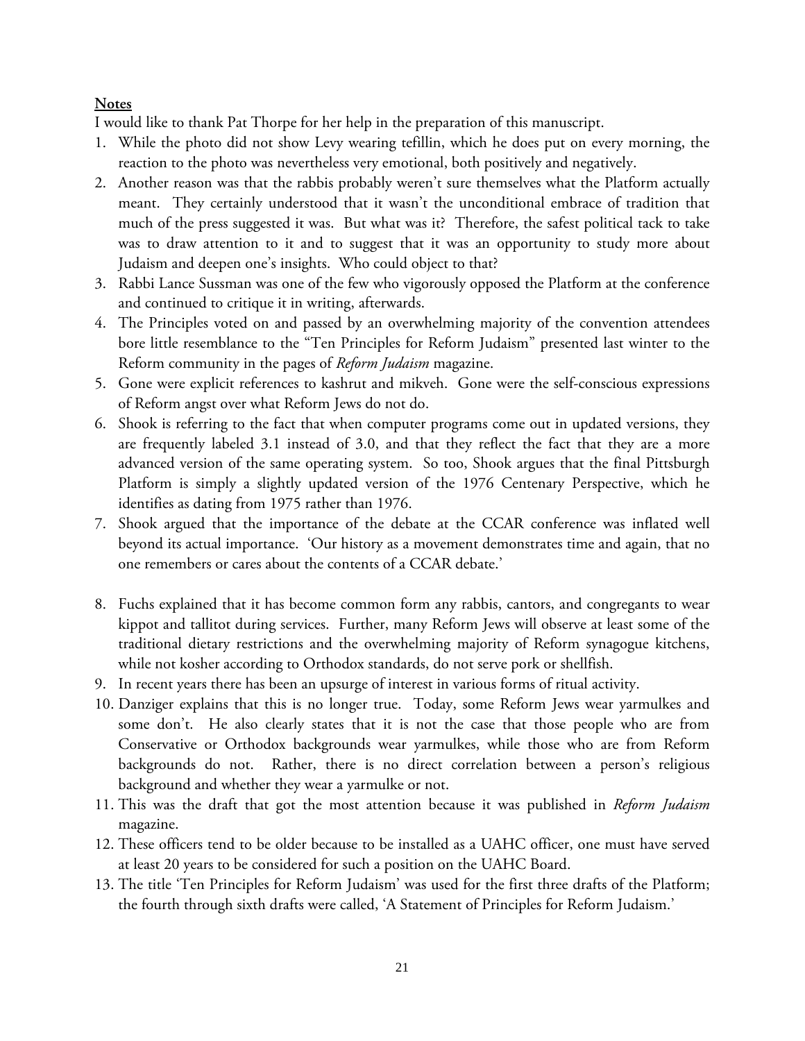**Notes**

I would like to thank Pat Thorpe for her help in the preparation of this manuscript.

1. While the photo did not show Levy wearing tefillin, which he does put on every morning, the reaction to the photo was nevertheless very emotional, both positively and negatively.
2. Another reason was that the rabbis probably weren't sure themselves what the Platform actually meant. They certainly understood that it wasn't the unconditional embrace of tradition that much of the press suggested it was. But what was it? Therefore, the safest political tack to take was to draw attention to it and to suggest that it was an opportunity to study more about Judaism and deepen one's insights. Who could object to that?
3. Rabbi Lance Sussman was one of the few who vigorously opposed the Platform at the conference and continued to critique it in writing, afterwards.
4. The Principles voted on and passed by an overwhelming majority of the convention attendees bore little resemblance to the "Ten Principles for Reform Judaism" presented last winter to the Reform community in the pages of *Reform Judaism* magazine.
5. Gone were explicit references to kashrut and mikveh. Gone were the self-conscious expressions of Reform angst over what Reform Jews do not do.
6. Shook is referring to the fact that when computer programs come out in updated versions, they are frequently labeled 3.1 instead of 3.0, and that they reflect the fact that they are a more advanced version of the same operating system. So too, Shook argues that the final Pittsburgh Platform is simply a slightly updated version of the 1976 Centenary Perspective, which he identifies as dating from 1975 rather than 1976.
7. Shook argued that the importance of the debate at the CCAR conference was inflated well beyond its actual importance. 'Our history as a movement demonstrates time and again, that no one remembers or cares about the contents of a CCAR debate.'
8. Fuchs explained that it has become common form any rabbis, cantors, and congregants to wear kippot and tallitot during services. Further, many Reform Jews will observe at least some of the traditional dietary restrictions and the overwhelming majority of Reform synagogue kitchens, while not kosher according to Orthodox standards, do not serve pork or shellfish.
9. In recent years there has been an upsurge of interest in various forms of ritual activity.
10. Danziger explains that this is no longer true. Today, some Reform Jews wear yarmulkes and some don't. He also clearly states that it is not the case that those people who are from Conservative or Orthodox backgrounds wear yarmulkes, while those who are from Reform backgrounds do not. Rather, there is no direct correlation between a person's religious background and whether they wear a yarmulke or not.
11. This was the draft that got the most attention because it was published in *Reform Judaism* magazine.
12. These officers tend to be older because to be installed as a UAHC officer, one must have served at least 20 years to be considered for such a position on the UAHC Board.
13. The title 'Ten Principles for Reform Judaism' was used for the first three drafts of the Platform; the fourth through sixth drafts were called, 'A Statement of Principles for Reform Judaism.'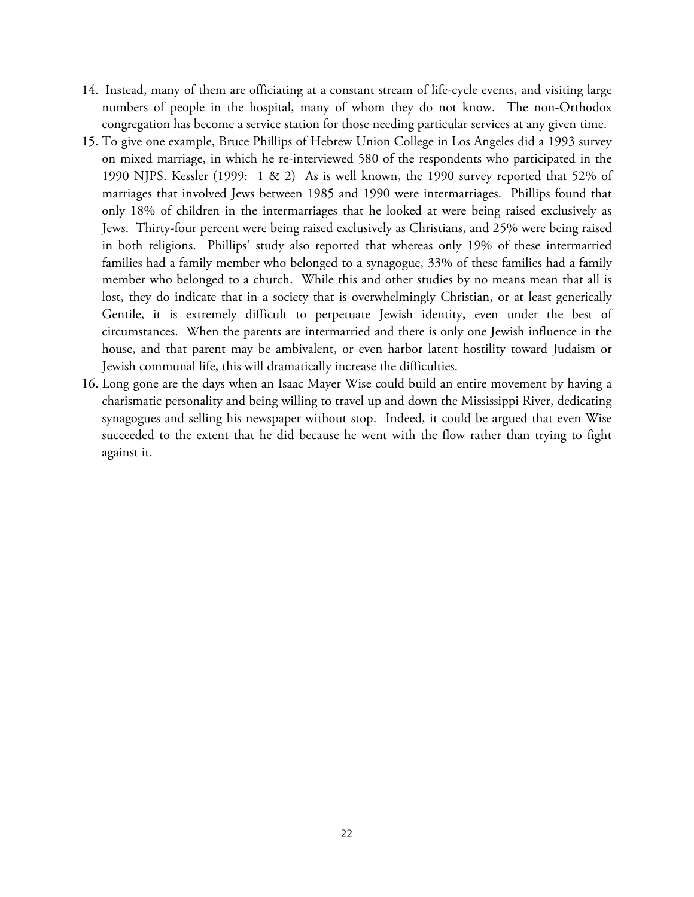14. Instead, many of them are officiating at a constant stream of life-cycle events, and visiting large numbers of people in the hospital, many of whom they do not know. The non-Orthodox congregation has become a service station for those needing particular services at any given time.
15. To give one example, Bruce Phillips of Hebrew Union College in Los Angeles did a 1993 survey on mixed marriage, in which he re-interviewed 580 of the respondents who participated in the 1990 NJPS. Kessler (1999: 1 & 2) As is well known, the 1990 survey reported that 52% of marriages that involved Jews between 1985 and 1990 were intermarriages. Phillips found that only 18% of children in the intermarriages that he looked at were being raised exclusively as Jews. Thirty-four percent were being raised exclusively as Christians, and 25% were being raised in both religions. Phillips' study also reported that whereas only 19% of these intermarried families had a family member who belonged to a synagogue, 33% of these families had a family member who belonged to a church. While this and other studies by no means mean that all is lost, they do indicate that in a society that is overwhelmingly Christian, or at least generically Gentile, it is extremely difficult to perpetuate Jewish identity, even under the best of circumstances. When the parents are intermarried and there is only one Jewish influence in the house, and that parent may be ambivalent, or even harbor latent hostility toward Judaism or Jewish communal life, this will dramatically increase the difficulties.
16. Long gone are the days when an Isaac Mayer Wise could build an entire movement by having a charismatic personality and being willing to travel up and down the Mississippi River, dedicating synagogues and selling his newspaper without stop. Indeed, it could be argued that even Wise succeeded to the extent that he did because he went with the flow rather than trying to fight against it.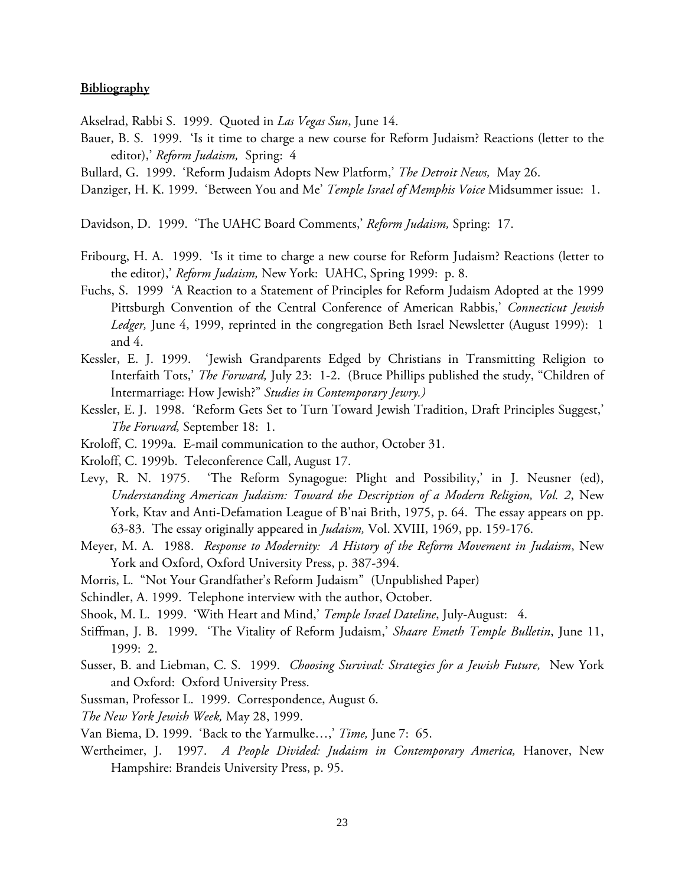**Bibliography**

Akselrad, Rabbi S. 1999. Quoted in *Las Vegas Sun*, June 14.

Bauer, B. S. 1999. 'Is it time to charge a new course for Reform Judaism? Reactions (letter to the editor),' *Reform Judaism,* Spring: 4

Bullard, G. 1999. 'Reform Judaism Adopts New Platform,' *The Detroit News,* May 26.

Danziger, H. K. 1999. 'Between You and Me' *Temple Israel of Memphis Voice* Midsummer issue: 1.

Davidson, D. 1999. 'The UAHC Board Comments,' *Reform Judaism,* Spring: 17.

Fribourg, H. A. 1999. 'Is it time to charge a new course for Reform Judaism? Reactions (letter to the editor),' *Reform Judaism,* New York: UAHC, Spring 1999: p. 8.

Fuchs, S. 1999 'A Reaction to a Statement of Principles for Reform Judaism Adopted at the 1999 Pittsburgh Convention of the Central Conference of American Rabbis,' *Connecticut Jewish Ledger,* June 4, 1999, reprinted in the congregation Beth Israel Newsletter (August 1999): 1 and 4.

Kessler, E. J. 1999. 'Jewish Grandparents Edged by Christians in Transmitting Religion to Interfaith Tots,' *The Forward,* July 23: 1-2. (Bruce Phillips published the study, "Children of Intermarriage: How Jewish?" *Studies in Contemporary Jewry.)*

Kessler, E. J. 1998. 'Reform Gets Set to Turn Toward Jewish Tradition, Draft Principles Suggest,' *The Forward,* September 18: 1.

Kroloff, C. 1999a. E-mail communication to the author, October 31.

Kroloff, C. 1999b. Teleconference Call, August 17.

Levy, R. N. 1975. 'The Reform Synagogue: Plight and Possibility,' in J. Neusner (ed), *Understanding American Judaism: Toward the Description of a Modern Religion, Vol. 2*, New York, Ktav and Anti-Defamation League of B'nai Brith, 1975, p. 64. The essay appears on pp. 63-83. The essay originally appeared in *Judaism,* Vol. XVIII, 1969, pp. 159-176.

Meyer, M. A. 1988. *Response to Modernity: A History of the Reform Movement in Judaism*, New York and Oxford, Oxford University Press, p. 387-394.

Morris, L. "Not Your Grandfather's Reform Judaism" (Unpublished Paper)

Schindler, A. 1999. Telephone interview with the author, October.

Shook, M. L. 1999. 'With Heart and Mind,' *Temple Israel Dateline*, July-August: 4.

Stiffman, J. B. 1999. 'The Vitality of Reform Judaism,' *Shaare Emeth Temple Bulletin*, June 11, 1999: 2.

Susser, B. and Liebman, C. S. 1999. *Choosing Survival: Strategies for a Jewish Future,* New York and Oxford: Oxford University Press.

Sussman, Professor L. 1999. Correspondence, August 6.

*The New York Jewish Week,* May 28, 1999.

Van Biema, D. 1999. 'Back to the Yarmulke…,' *Time,* June 7: 65.

Wertheimer, J. 1997. *A People Divided: Judaism in Contemporary America,* Hanover, New Hampshire: Brandeis University Press, p. 95.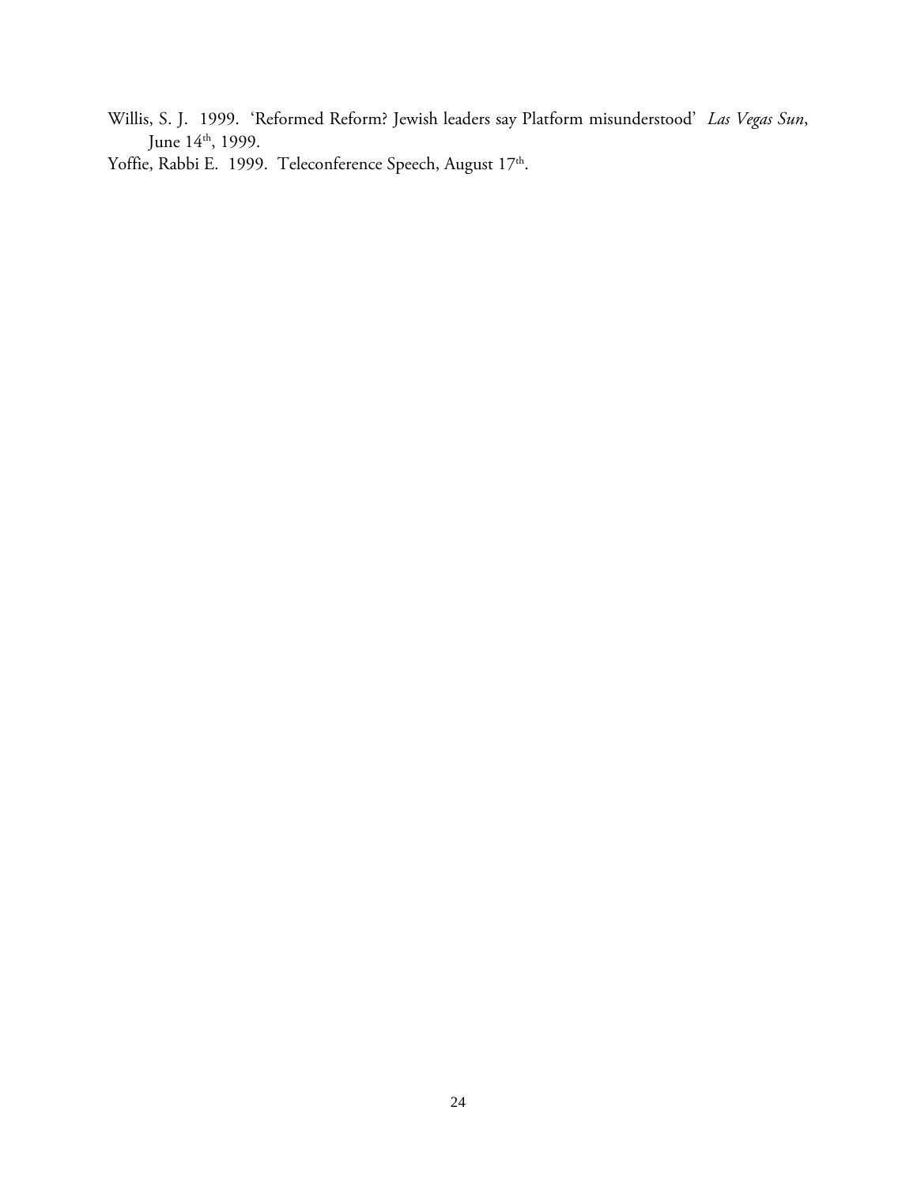Willis, S. J. 1999. 'Reformed Reform? Jewish leaders say Platform misunderstood' *Las Vegas Sun*, June 14th, 1999.

Yoffie, Rabbi E. 1999. Teleconference Speech, August 17th.